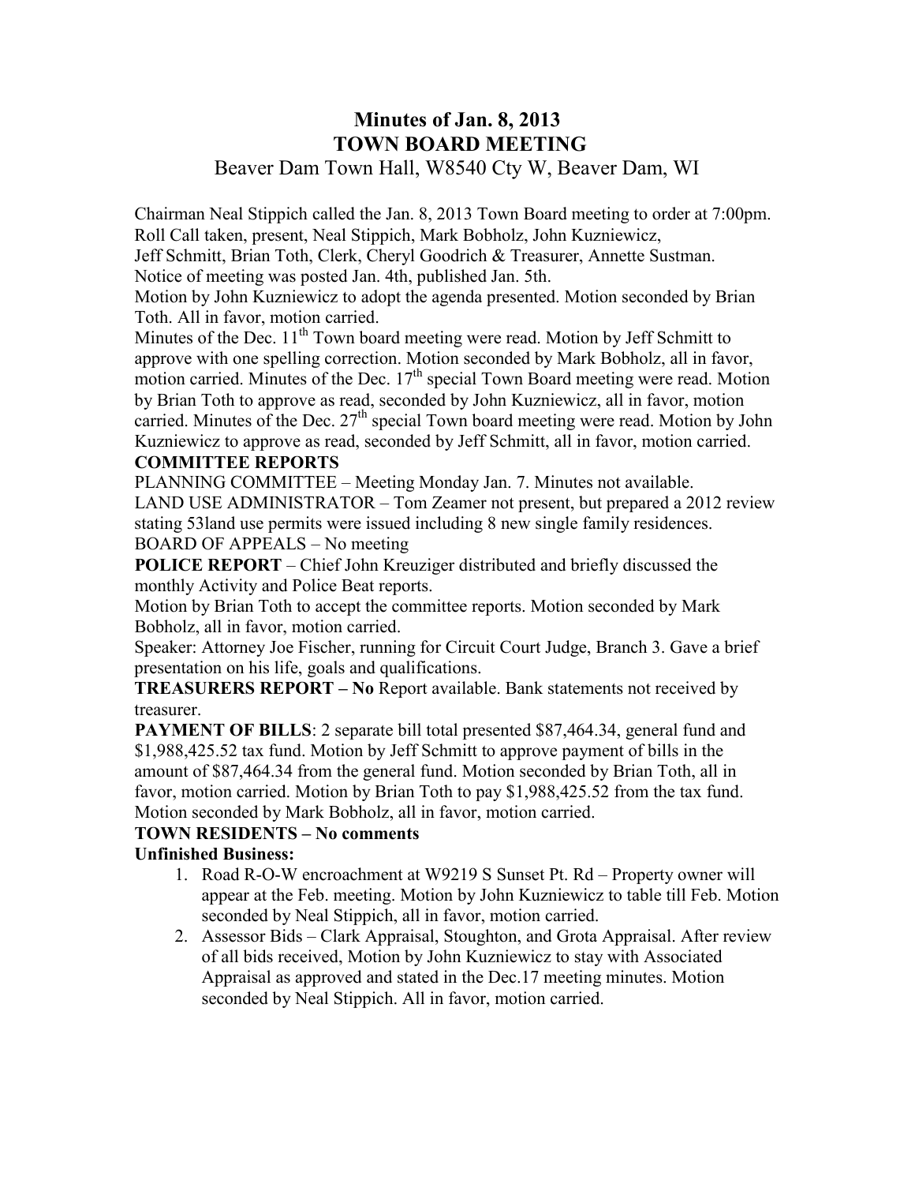# Minutes of Jan. 8, 2013
# TOWN BOARD MEETING
## Beaver Dam Town Hall, W8540 Cty W, Beaver Dam, WI

Chairman Neal Stippich called the Jan. 8, 2013 Town Board meeting to order at 7:00pm. Roll Call taken, present, Neal Stippich, Mark Bobholz, John Kuzniewicz, Jeff Schmitt, Brian Toth, Clerk, Cheryl Goodrich & Treasurer, Annette Sustman. Notice of meeting was posted Jan. 4th, published Jan. 5th.

Motion by John Kuzniewicz to adopt the agenda presented. Motion seconded by Brian Toth. All in favor, motion carried.

Minutes of the Dec. 11th Town board meeting were read. Motion by Jeff Schmitt to approve with one spelling correction. Motion seconded by Mark Bobholz, all in favor, motion carried. Minutes of the Dec. 17th special Town Board meeting were read. Motion by Brian Toth to approve as read, seconded by John Kuzniewicz, all in favor, motion carried. Minutes of the Dec. 27th special Town board meeting were read. Motion by John Kuzniewicz to approve as read, seconded by Jeff Schmitt, all in favor, motion carried.

**COMMITTEE REPORTS**

PLANNING COMMITTEE – Meeting Monday Jan. 7. Minutes not available.

LAND USE ADMINISTRATOR – Tom Zeamer not present, but prepared a 2012 review stating 53land use permits were issued including 8 new single family residences.

BOARD OF APPEALS – No meeting

**POLICE REPORT** – Chief John Kreuziger distributed and briefly discussed the monthly Activity and Police Beat reports.

Motion by Brian Toth to accept the committee reports. Motion seconded by Mark Bobholz, all in favor, motion carried.

Speaker: Attorney Joe Fischer, running for Circuit Court Judge, Branch 3. Gave a brief presentation on his life, goals and qualifications.

**TREASURERS REPORT – No** Report available. Bank statements not received by treasurer.

**PAYMENT OF BILLS**: 2 separate bill total presented $87,464.34, general fund and $1,988,425.52 tax fund. Motion by Jeff Schmitt to approve payment of bills in the amount of $87,464.34 from the general fund. Motion seconded by Brian Toth, all in favor, motion carried. Motion by Brian Toth to pay $1,988,425.52 from the tax fund. Motion seconded by Mark Bobholz, all in favor, motion carried.

**TOWN RESIDENTS – No comments**

**Unfinished Business:**

1. Road R-O-W encroachment at W9219 S Sunset Pt. Rd – Property owner will appear at the Feb. meeting. Motion by John Kuzniewicz to table till Feb. Motion seconded by Neal Stippich, all in favor, motion carried.
2. Assessor Bids – Clark Appraisal, Stoughton, and Grota Appraisal. After review of all bids received, Motion by John Kuzniewicz to stay with Associated Appraisal as approved and stated in the Dec.17 meeting minutes. Motion seconded by Neal Stippich. All in favor, motion carried.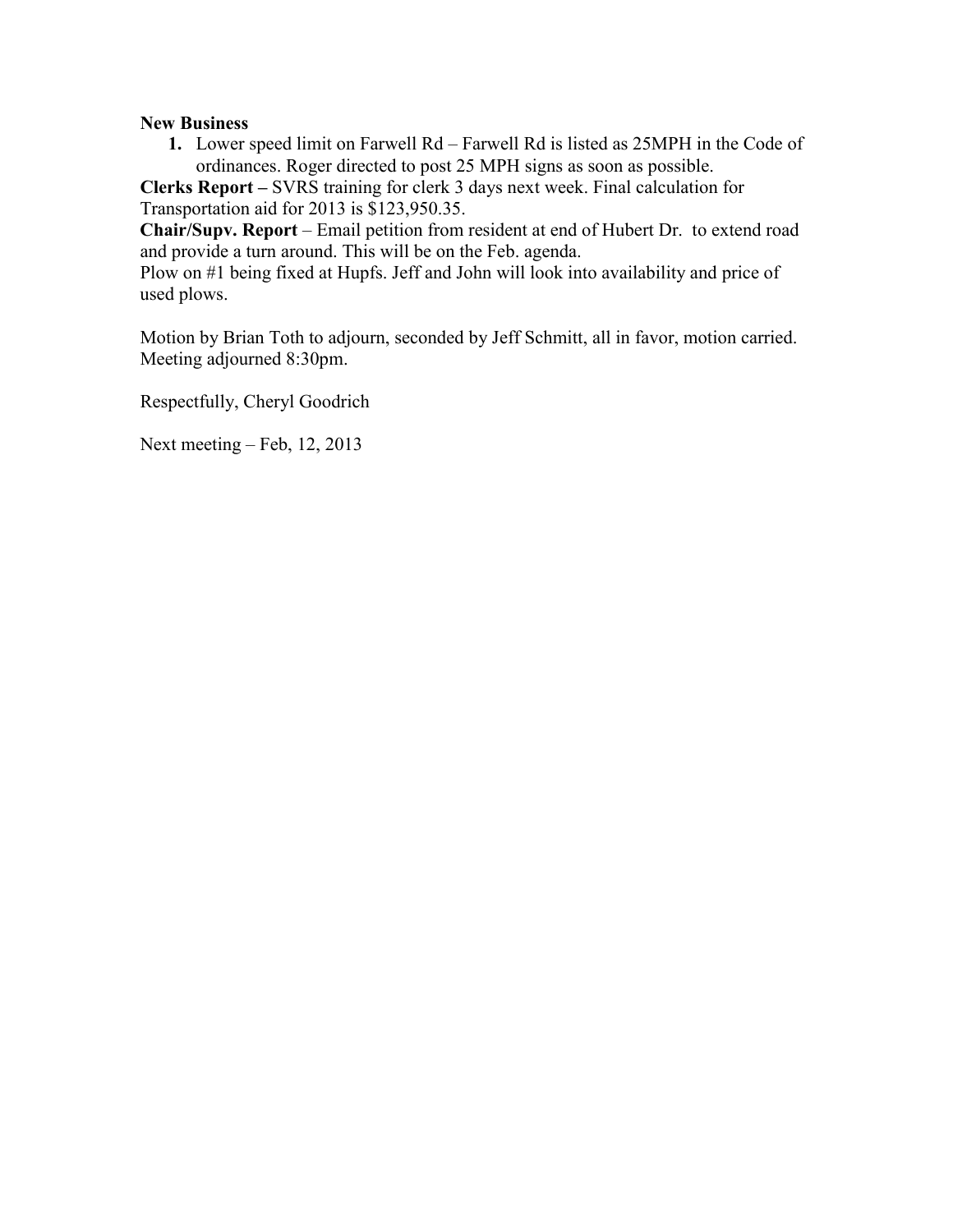**New Business**

1. Lower speed limit on Farwell Rd – Farwell Rd is listed as 25MPH in the Code of ordinances. Roger directed to post 25 MPH signs as soon as possible.

**Clerks Report –** SVRS training for clerk 3 days next week. Final calculation for Transportation aid for 2013 is $123,950.35.

**Chair/Supv. Report** – Email petition from resident at end of Hubert Dr.  to extend road and provide a turn around. This will be on the Feb. agenda.

Plow on #1 being fixed at Hupfs. Jeff and John will look into availability and price of used plows.

Motion by Brian Toth to adjourn, seconded by Jeff Schmitt, all in favor, motion carried. Meeting adjourned 8:30pm.

Respectfully, Cheryl Goodrich

Next meeting – Feb, 12, 2013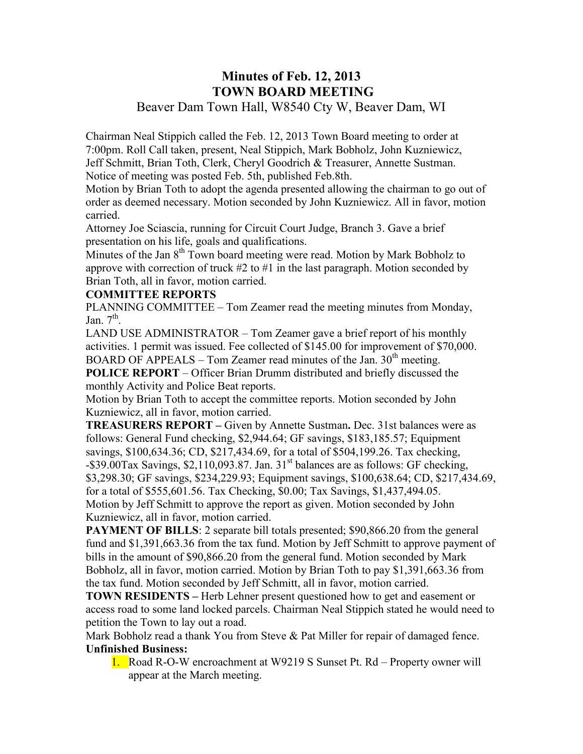# Minutes of Feb. 12, 2013
# TOWN BOARD MEETING

Beaver Dam Town Hall, W8540 Cty W, Beaver Dam, WI

Chairman Neal Stippich called the Feb. 12, 2013 Town Board meeting to order at 7:00pm. Roll Call taken, present, Neal Stippich, Mark Bobholz, John Kuzniewicz, Jeff Schmitt, Brian Toth, Clerk, Cheryl Goodrich & Treasurer, Annette Sustman. Notice of meeting was posted Feb. 5th, published Feb.8th.

Motion by Brian Toth to adopt the agenda presented allowing the chairman to go out of order as deemed necessary. Motion seconded by John Kuzniewicz. All in favor, motion carried.

Attorney Joe Sciascia, running for Circuit Court Judge, Branch 3. Gave a brief presentation on his life, goals and qualifications.

Minutes of the Jan 8th Town board meeting were read. Motion by Mark Bobholz to approve with correction of truck #2 to #1 in the last paragraph. Motion seconded by Brian Toth, all in favor, motion carried.

**COMMITTEE REPORTS**

PLANNING COMMITTEE – Tom Zeamer read the meeting minutes from Monday, Jan. 7th.

LAND USE ADMINISTRATOR – Tom Zeamer gave a brief report of his monthly activities. 1 permit was issued. Fee collected of $145.00 for improvement of $70,000.

BOARD OF APPEALS – Tom Zeamer read minutes of the Jan. 30th meeting.

**POLICE REPORT** – Officer Brian Drumm distributed and briefly discussed the monthly Activity and Police Beat reports.

Motion by Brian Toth to accept the committee reports. Motion seconded by John Kuzniewicz, all in favor, motion carried.

**TREASURERS REPORT –** Given by Annette Sustman**.** Dec. 31st balances were as follows: General Fund checking, $2,944.64; GF savings, $183,185.57; Equipment savings, $100,634.36; CD, $217,434.69, for a total of $504,199.26. Tax checking, -$39.00Tax Savings, $2,110,093.87. Jan. 31st balances are as follows: GF checking, $3,298.30; GF savings, $234,229.93; Equipment savings, $100,638.64; CD, $217,434.69, for a total of $555,601.56. Tax Checking, $0.00; Tax Savings, $1,437,494.05.

Motion by Jeff Schmitt to approve the report as given. Motion seconded by John Kuzniewicz, all in favor, motion carried.

**PAYMENT OF BILLS**: 2 separate bill totals presented; $90,866.20 from the general fund and $1,391,663.36 from the tax fund. Motion by Jeff Schmitt to approve payment of bills in the amount of $90,866.20 from the general fund. Motion seconded by Mark Bobholz, all in favor, motion carried. Motion by Brian Toth to pay $1,391,663.36 from the tax fund. Motion seconded by Jeff Schmitt, all in favor, motion carried.

**TOWN RESIDENTS –** Herb Lehner present questioned how to get and easement or access road to some land locked parcels. Chairman Neal Stippich stated he would need to petition the Town to lay out a road.

Mark Bobholz read a thank You from Steve & Pat Miller for repair of damaged fence.

**Unfinished Business:**

1. Road R-O-W encroachment at W9219 S Sunset Pt. Rd – Property owner will appear at the March meeting.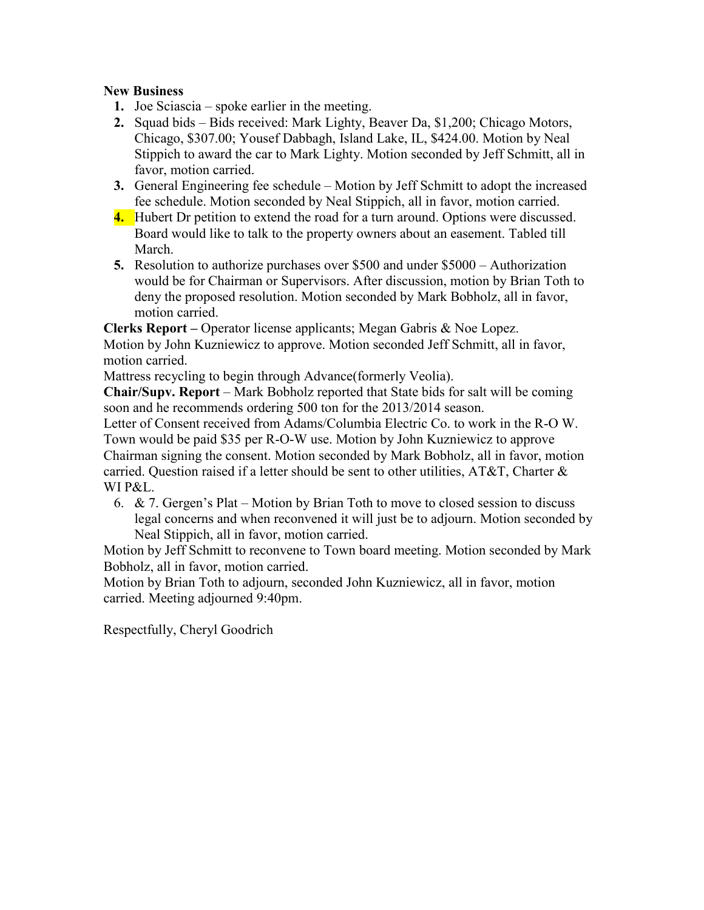**New Business**

1. Joe Sciascia – spoke earlier in the meeting.
2. Squad bids – Bids received: Mark Lighty, Beaver Da, $1,200; Chicago Motors, Chicago, $307.00; Yousef Dabbagh, Island Lake, IL, $424.00. Motion by Neal Stippich to award the car to Mark Lighty. Motion seconded by Jeff Schmitt, all in favor, motion carried.
3. General Engineering fee schedule – Motion by Jeff Schmitt to adopt the increased fee schedule. Motion seconded by Neal Stippich, all in favor, motion carried.
4. Hubert Dr petition to extend the road for a turn around. Options were discussed. Board would like to talk to the property owners about an easement. Tabled till March.
5. Resolution to authorize purchases over $500 and under $5000 – Authorization would be for Chairman or Supervisors. After discussion, motion by Brian Toth to deny the proposed resolution. Motion seconded by Mark Bobholz, all in favor, motion carried.

**Clerks Report –** Operator license applicants; Megan Gabris & Noe Lopez. Motion by John Kuzniewicz to approve. Motion seconded Jeff Schmitt, all in favor, motion carried.

Mattress recycling to begin through Advance(formerly Veolia).

**Chair/Supv. Report** – Mark Bobholz reported that State bids for salt will be coming soon and he recommends ordering 500 ton for the 2013/2014 season.

Letter of Consent received from Adams/Columbia Electric Co. to work in the R-O W. Town would be paid $35 per R-O-W use. Motion by John Kuzniewicz to approve Chairman signing the consent. Motion seconded by Mark Bobholz, all in favor, motion carried. Question raised if a letter should be sent to other utilities, AT&T, Charter & WI P&L.

6. & 7. Gergen's Plat – Motion by Brian Toth to move to closed session to discuss legal concerns and when reconvened it will just be to adjourn. Motion seconded by Neal Stippich, all in favor, motion carried.

Motion by Jeff Schmitt to reconvene to Town board meeting. Motion seconded by Mark Bobholz, all in favor, motion carried.

Motion by Brian Toth to adjourn, seconded John Kuzniewicz, all in favor, motion carried. Meeting adjourned 9:40pm.

Respectfully, Cheryl Goodrich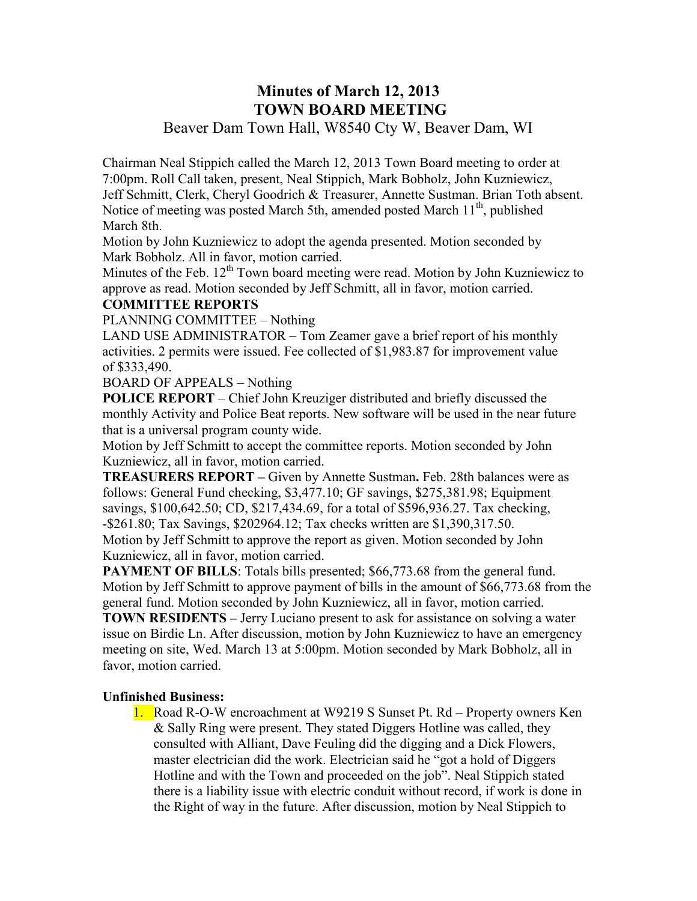# Minutes of March 12, 2013
## TOWN BOARD MEETING

Beaver Dam Town Hall, W8540 Cty W, Beaver Dam, WI

Chairman Neal Stippich called the March 12, 2013 Town Board meeting to order at 7:00pm. Roll Call taken, present, Neal Stippich, Mark Bobholz, John Kuzniewicz, Jeff Schmitt, Clerk, Cheryl Goodrich & Treasurer, Annette Sustman. Brian Toth absent. Notice of meeting was posted March 5th, amended posted March 11th, published March 8th.

Motion by John Kuzniewicz to adopt the agenda presented. Motion seconded by Mark Bobholz. All in favor, motion carried.

Minutes of the Feb. 12th Town board meeting were read. Motion by John Kuzniewicz to approve as read. Motion seconded by Jeff Schmitt, all in favor, motion carried.

**COMMITTEE REPORTS**

PLANNING COMMITTEE – Nothing

LAND USE ADMINISTRATOR – Tom Zeamer gave a brief report of his monthly activities. 2 permits were issued. Fee collected of $1,983.87 for improvement value of $333,490.

BOARD OF APPEALS – Nothing

**POLICE REPORT** – Chief John Kreuziger distributed and briefly discussed the monthly Activity and Police Beat reports. New software will be used in the near future that is a universal program county wide.

Motion by Jeff Schmitt to accept the committee reports. Motion seconded by John Kuzniewicz, all in favor, motion carried.

**TREASURERS REPORT –** Given by Annette Sustman**.** Feb. 28th balances were as follows: General Fund checking, $3,477.10; GF savings, $275,381.98; Equipment savings, $100,642.50; CD, $217,434.69, for a total of $596,936.27. Tax checking, -$261.80; Tax Savings, $202964.12; Tax checks written are $1,390,317.50.

Motion by Jeff Schmitt to approve the report as given. Motion seconded by John Kuzniewicz, all in favor, motion carried.

**PAYMENT OF BILLS**: Totals bills presented; $66,773.68 from the general fund. Motion by Jeff Schmitt to approve payment of bills in the amount of $66,773.68 from the general fund. Motion seconded by John Kuzniewicz, all in favor, motion carried.

**TOWN RESIDENTS –** Jerry Luciano present to ask for assistance on solving a water issue on Birdie Ln. After discussion, motion by John Kuzniewicz to have an emergency meeting on site, Wed. March 13 at 5:00pm. Motion seconded by Mark Bobholz, all in favor, motion carried.

**Unfinished Business:**

1. Road R-O-W encroachment at W9219 S Sunset Pt. Rd – Property owners Ken & Sally Ring were present. They stated Diggers Hotline was called, they consulted with Alliant, Dave Feuling did the digging and a Dick Flowers, master electrician did the work. Electrician said he "got a hold of Diggers Hotline and with the Town and proceeded on the job". Neal Stippich stated there is a liability issue with electric conduit without record, if work is done in the Right of way in the future. After discussion, motion by Neal Stippich to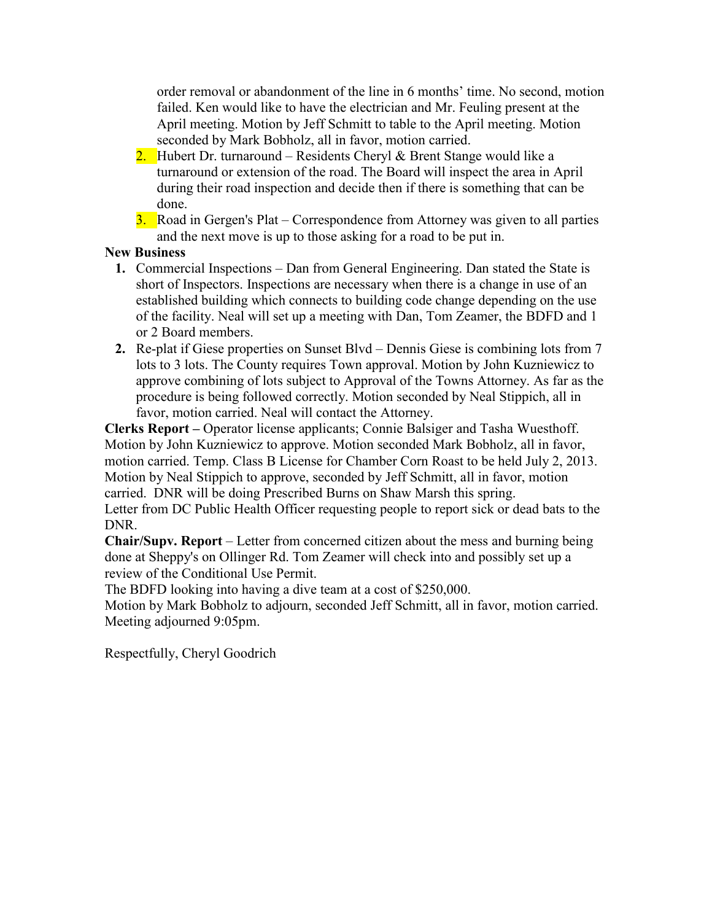order removal or abandonment of the line in 6 months' time. No second, motion failed. Ken would like to have the electrician and Mr. Feuling present at the April meeting. Motion by Jeff Schmitt to table to the April meeting. Motion seconded by Mark Bobholz, all in favor, motion carried.

2. Hubert Dr. turnaround – Residents Cheryl & Brent Stange would like a turnaround or extension of the road. The Board will inspect the area in April during their road inspection and decide then if there is something that can be done.
3. Road in Gergen's Plat – Correspondence from Attorney was given to all parties and the next move is up to those asking for a road to be put in.

**New Business**

1. Commercial Inspections – Dan from General Engineering. Dan stated the State is short of Inspectors. Inspections are necessary when there is a change in use of an established building which connects to building code change depending on the use of the facility. Neal will set up a meeting with Dan, Tom Zeamer, the BDFD and 1 or 2 Board members.
2. Re-plat if Giese properties on Sunset Blvd – Dennis Giese is combining lots from 7 lots to 3 lots. The County requires Town approval. Motion by John Kuzniewicz to approve combining of lots subject to Approval of the Towns Attorney. As far as the procedure is being followed correctly. Motion seconded by Neal Stippich, all in favor, motion carried. Neal will contact the Attorney.

**Clerks Report –** Operator license applicants; Connie Balsiger and Tasha Wuesthoff. Motion by John Kuzniewicz to approve. Motion seconded Mark Bobholz, all in favor, motion carried. Temp. Class B License for Chamber Corn Roast to be held July 2, 2013. Motion by Neal Stippich to approve, seconded by Jeff Schmitt, all in favor, motion carried. DNR will be doing Prescribed Burns on Shaw Marsh this spring.

Letter from DC Public Health Officer requesting people to report sick or dead bats to the DNR.

**Chair/Supv. Report** – Letter from concerned citizen about the mess and burning being done at Sheppy's on Ollinger Rd. Tom Zeamer will check into and possibly set up a review of the Conditional Use Permit.

The BDFD looking into having a dive team at a cost of $250,000.

Motion by Mark Bobholz to adjourn, seconded Jeff Schmitt, all in favor, motion carried. Meeting adjourned 9:05pm.

Respectfully, Cheryl Goodrich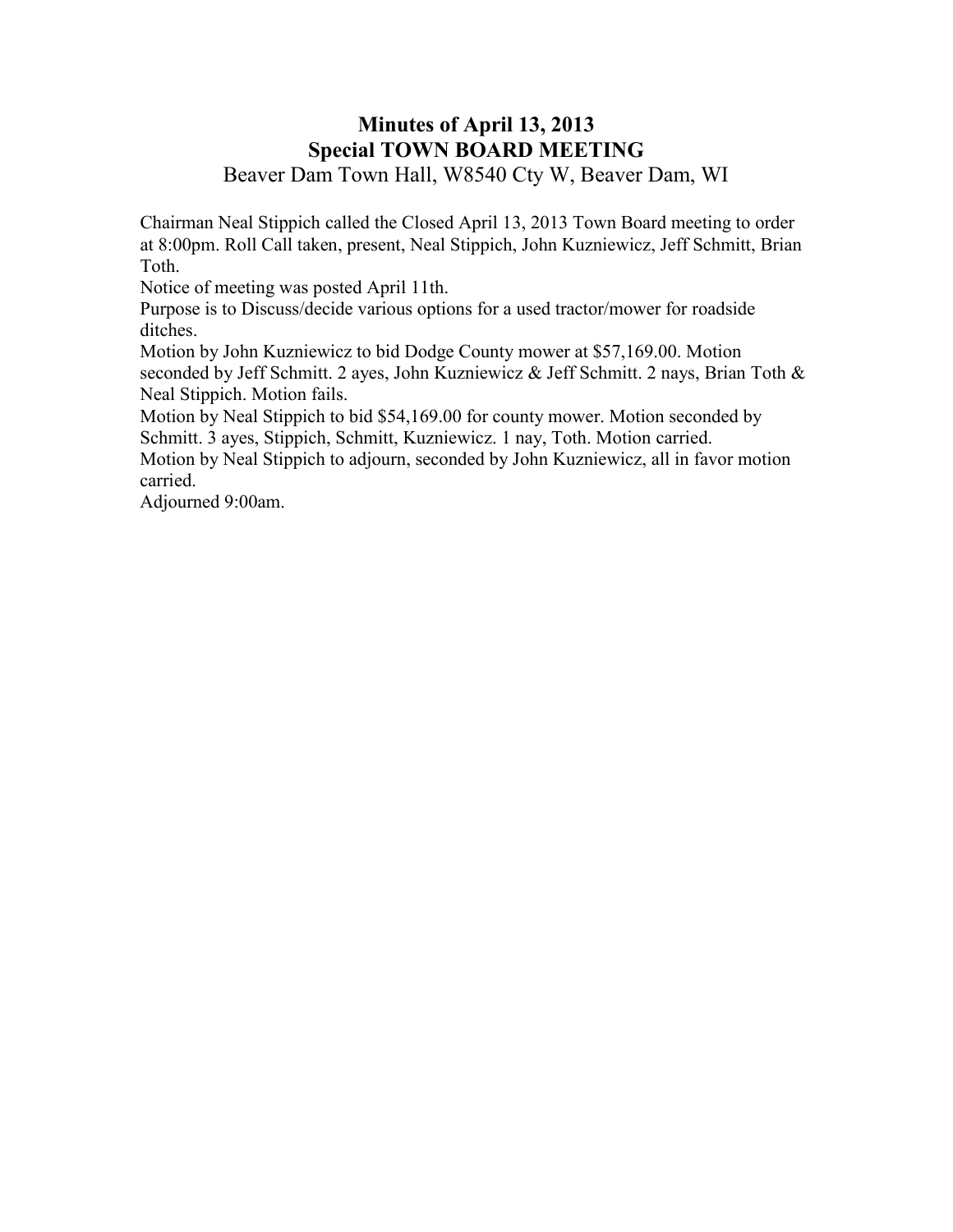# Minutes of April 13, 2013
## Special TOWN BOARD MEETING
Beaver Dam Town Hall, W8540 Cty W, Beaver Dam, WI

Chairman Neal Stippich called the Closed April 13, 2013 Town Board meeting to order at 8:00pm. Roll Call taken, present, Neal Stippich, John Kuzniewicz, Jeff Schmitt, Brian Toth.

Notice of meeting was posted April 11th.

Purpose is to Discuss/decide various options for a used tractor/mower for roadside ditches.

Motion by John Kuzniewicz to bid Dodge County mower at $57,169.00. Motion seconded by Jeff Schmitt. 2 ayes, John Kuzniewicz & Jeff Schmitt. 2 nays, Brian Toth & Neal Stippich. Motion fails.

Motion by Neal Stippich to bid $54,169.00 for county mower. Motion seconded by Schmitt. 3 ayes, Stippich, Schmitt, Kuzniewicz. 1 nay, Toth. Motion carried.

Motion by Neal Stippich to adjourn, seconded by John Kuzniewicz, all in favor motion carried.

Adjourned 9:00am.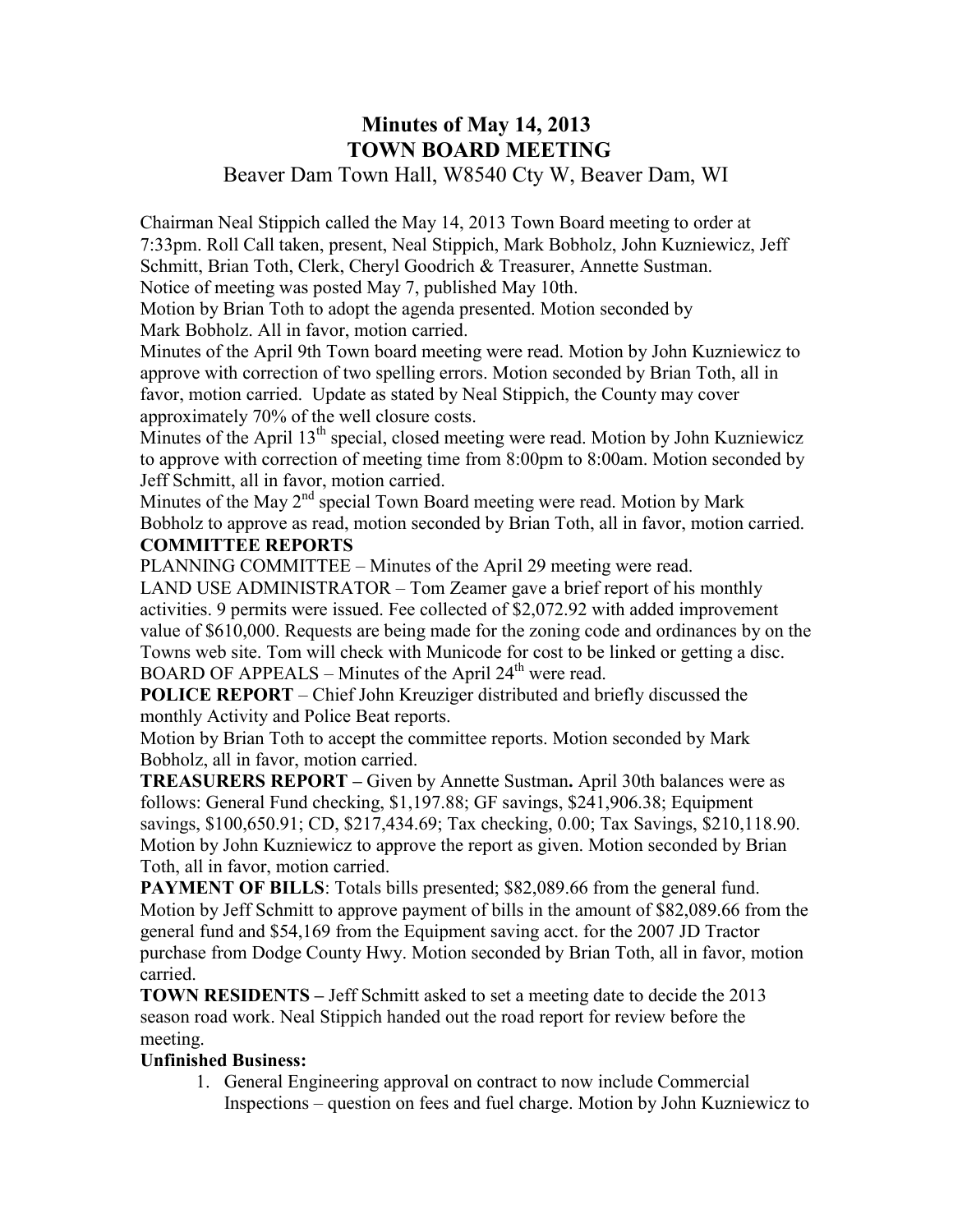# Minutes of May 14, 2013
# TOWN BOARD MEETING

Beaver Dam Town Hall, W8540 Cty W, Beaver Dam, WI

Chairman Neal Stippich called the May 14, 2013 Town Board meeting to order at 7:33pm. Roll Call taken, present, Neal Stippich, Mark Bobholz, John Kuzniewicz, Jeff Schmitt, Brian Toth, Clerk, Cheryl Goodrich & Treasurer, Annette Sustman.

Notice of meeting was posted May 7, published May 10th.

Motion by Brian Toth to adopt the agenda presented. Motion seconded by Mark Bobholz. All in favor, motion carried.

Minutes of the April 9th Town board meeting were read. Motion by John Kuzniewicz to approve with correction of two spelling errors. Motion seconded by Brian Toth, all in favor, motion carried. Update as stated by Neal Stippich, the County may cover approximately 70% of the well closure costs.

Minutes of the April 13th special, closed meeting were read. Motion by John Kuzniewicz to approve with correction of meeting time from 8:00pm to 8:00am. Motion seconded by Jeff Schmitt, all in favor, motion carried.

Minutes of the May 2nd special Town Board meeting were read. Motion by Mark Bobholz to approve as read, motion seconded by Brian Toth, all in favor, motion carried.

**COMMITTEE REPORTS**

PLANNING COMMITTEE – Minutes of the April 29 meeting were read.

LAND USE ADMINISTRATOR – Tom Zeamer gave a brief report of his monthly activities. 9 permits were issued. Fee collected of $2,072.92 with added improvement value of $610,000. Requests are being made for the zoning code and ordinances by on the Towns web site. Tom will check with Municode for cost to be linked or getting a disc.

BOARD OF APPEALS – Minutes of the April 24th were read.

**POLICE REPORT** – Chief John Kreuziger distributed and briefly discussed the monthly Activity and Police Beat reports.

Motion by Brian Toth to accept the committee reports. Motion seconded by Mark Bobholz, all in favor, motion carried.

**TREASURERS REPORT –** Given by Annette Sustman**.** April 30th balances were as follows: General Fund checking, $1,197.88; GF savings, $241,906.38; Equipment savings, $100,650.91; CD, $217,434.69; Tax checking, 0.00; Tax Savings, $210,118.90. Motion by John Kuzniewicz to approve the report as given. Motion seconded by Brian Toth, all in favor, motion carried.

**PAYMENT OF BILLS**: Totals bills presented; $82,089.66 from the general fund. Motion by Jeff Schmitt to approve payment of bills in the amount of $82,089.66 from the general fund and $54,169 from the Equipment saving acct. for the 2007 JD Tractor purchase from Dodge County Hwy. Motion seconded by Brian Toth, all in favor, motion carried.

**TOWN RESIDENTS –** Jeff Schmitt asked to set a meeting date to decide the 2013 season road work. Neal Stippich handed out the road report for review before the meeting.

**Unfinished Business:**

1. General Engineering approval on contract to now include Commercial Inspections – question on fees and fuel charge. Motion by John Kuzniewicz to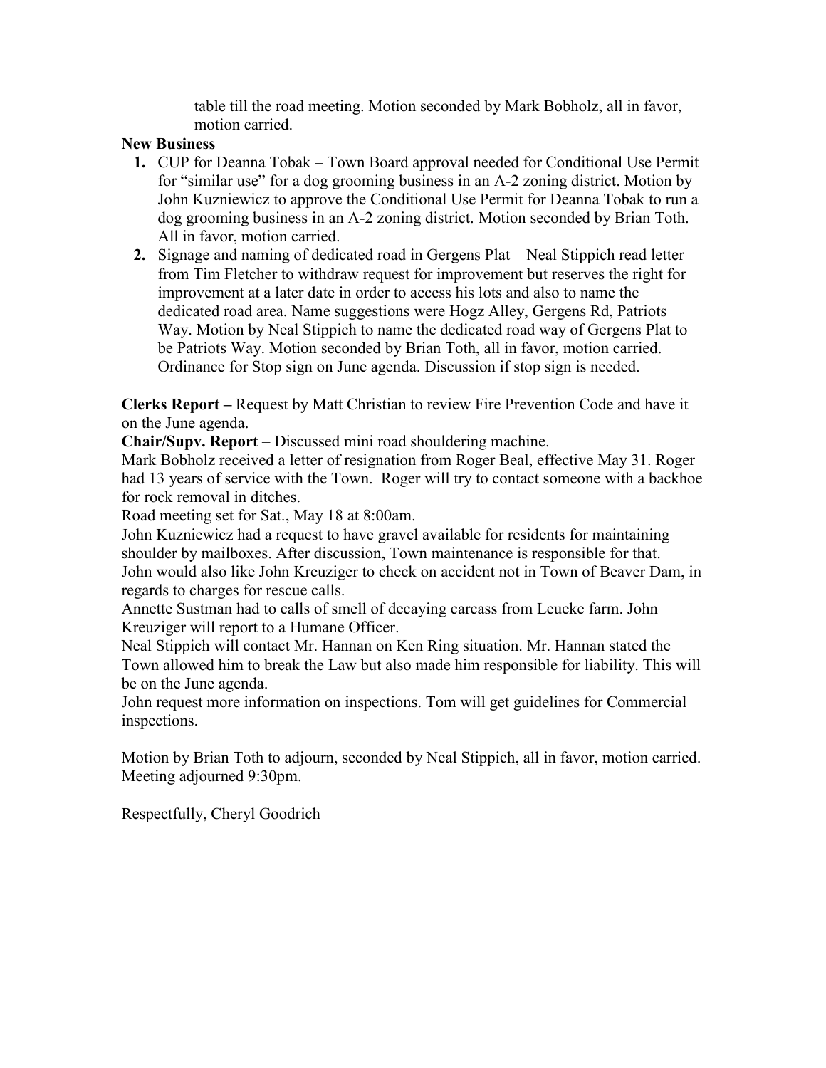table till the road meeting. Motion seconded by Mark Bobholz, all in favor, motion carried.

**New Business**

1. CUP for Deanna Tobak – Town Board approval needed for Conditional Use Permit for "similar use" for a dog grooming business in an A-2 zoning district. Motion by John Kuzniewicz to approve the Conditional Use Permit for Deanna Tobak to run a dog grooming business in an A-2 zoning district. Motion seconded by Brian Toth. All in favor, motion carried.
2. Signage and naming of dedicated road in Gergens Plat – Neal Stippich read letter from Tim Fletcher to withdraw request for improvement but reserves the right for improvement at a later date in order to access his lots and also to name the dedicated road area. Name suggestions were Hogz Alley, Gergens Rd, Patriots Way. Motion by Neal Stippich to name the dedicated road way of Gergens Plat to be Patriots Way. Motion seconded by Brian Toth, all in favor, motion carried. Ordinance for Stop sign on June agenda. Discussion if stop sign is needed.

**Clerks Report –** Request by Matt Christian to review Fire Prevention Code and have it on the June agenda.

**Chair/Supv. Report** – Discussed mini road shouldering machine.

Mark Bobholz received a letter of resignation from Roger Beal, effective May 31. Roger had 13 years of service with the Town. Roger will try to contact someone with a backhoe for rock removal in ditches.

Road meeting set for Sat., May 18 at 8:00am.

John Kuzniewicz had a request to have gravel available for residents for maintaining shoulder by mailboxes. After discussion, Town maintenance is responsible for that.

John would also like John Kreuziger to check on accident not in Town of Beaver Dam, in regards to charges for rescue calls.

Annette Sustman had to calls of smell of decaying carcass from Leueke farm. John Kreuziger will report to a Humane Officer.

Neal Stippich will contact Mr. Hannan on Ken Ring situation. Mr. Hannan stated the Town allowed him to break the Law but also made him responsible for liability. This will be on the June agenda.

John request more information on inspections. Tom will get guidelines for Commercial inspections.

Motion by Brian Toth to adjourn, seconded by Neal Stippich, all in favor, motion carried. Meeting adjourned 9:30pm.

Respectfully, Cheryl Goodrich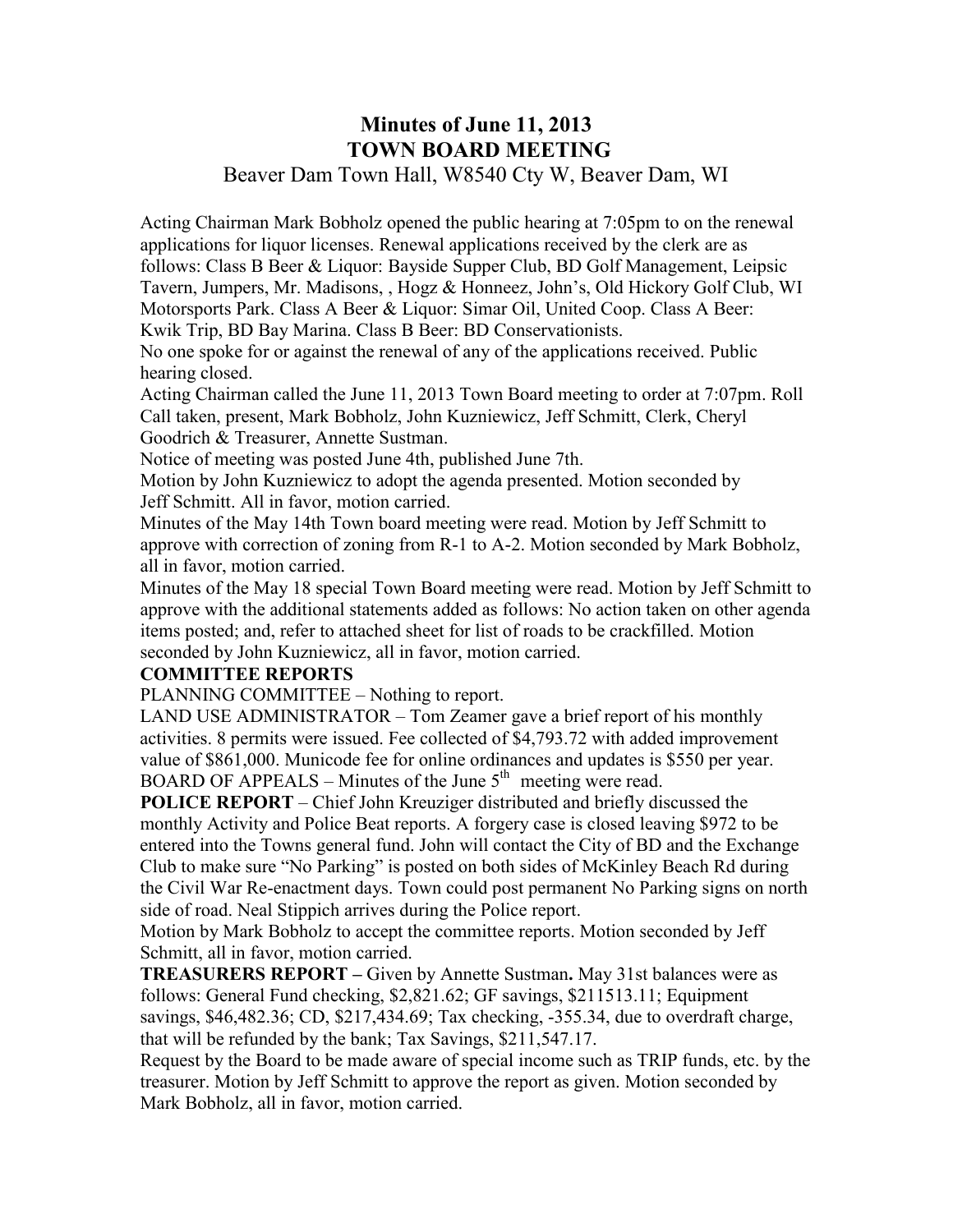# Minutes of June 11, 2013
## TOWN BOARD MEETING
Beaver Dam Town Hall, W8540 Cty W, Beaver Dam, WI

Acting Chairman Mark Bobholz opened the public hearing at 7:05pm to on the renewal applications for liquor licenses. Renewal applications received by the clerk are as follows: Class B Beer & Liquor: Bayside Supper Club, BD Golf Management, Leipsic Tavern, Jumpers, Mr. Madisons, , Hogz & Honneez, John's, Old Hickory Golf Club, WI Motorsports Park. Class A Beer & Liquor: Simar Oil, United Coop. Class A Beer: Kwik Trip, BD Bay Marina. Class B Beer: BD Conservationists.

No one spoke for or against the renewal of any of the applications received. Public hearing closed.

Acting Chairman called the June 11, 2013 Town Board meeting to order at 7:07pm. Roll Call taken, present, Mark Bobholz, John Kuzniewicz, Jeff Schmitt, Clerk, Cheryl Goodrich & Treasurer, Annette Sustman.

Notice of meeting was posted June 4th, published June 7th.

Motion by John Kuzniewicz to adopt the agenda presented. Motion seconded by Jeff Schmitt. All in favor, motion carried.

Minutes of the May 14th Town board meeting were read. Motion by Jeff Schmitt to approve with correction of zoning from R-1 to A-2. Motion seconded by Mark Bobholz, all in favor, motion carried.

Minutes of the May 18 special Town Board meeting were read. Motion by Jeff Schmitt to approve with the additional statements added as follows: No action taken on other agenda items posted; and, refer to attached sheet for list of roads to be crackfilled. Motion seconded by John Kuzniewicz, all in favor, motion carried.

**COMMITTEE REPORTS**

PLANNING COMMITTEE – Nothing to report.

LAND USE ADMINISTRATOR – Tom Zeamer gave a brief report of his monthly activities. 8 permits were issued. Fee collected of $4,793.72 with added improvement value of $861,000. Municode fee for online ordinances and updates is $550 per year.

BOARD OF APPEALS – Minutes of the June 5th meeting were read.

**POLICE REPORT** – Chief John Kreuziger distributed and briefly discussed the monthly Activity and Police Beat reports. A forgery case is closed leaving $972 to be entered into the Towns general fund. John will contact the City of BD and the Exchange Club to make sure "No Parking" is posted on both sides of McKinley Beach Rd during the Civil War Re-enactment days. Town could post permanent No Parking signs on north side of road. Neal Stippich arrives during the Police report.

Motion by Mark Bobholz to accept the committee reports. Motion seconded by Jeff Schmitt, all in favor, motion carried.

**TREASURERS REPORT –** Given by Annette Sustman**.** May 31st balances were as follows: General Fund checking, $2,821.62; GF savings, $211513.11; Equipment savings, $46,482.36; CD, $217,434.69; Tax checking, -355.34, due to overdraft charge, that will be refunded by the bank; Tax Savings, $211,547.17.

Request by the Board to be made aware of special income such as TRIP funds, etc. by the treasurer. Motion by Jeff Schmitt to approve the report as given. Motion seconded by Mark Bobholz, all in favor, motion carried.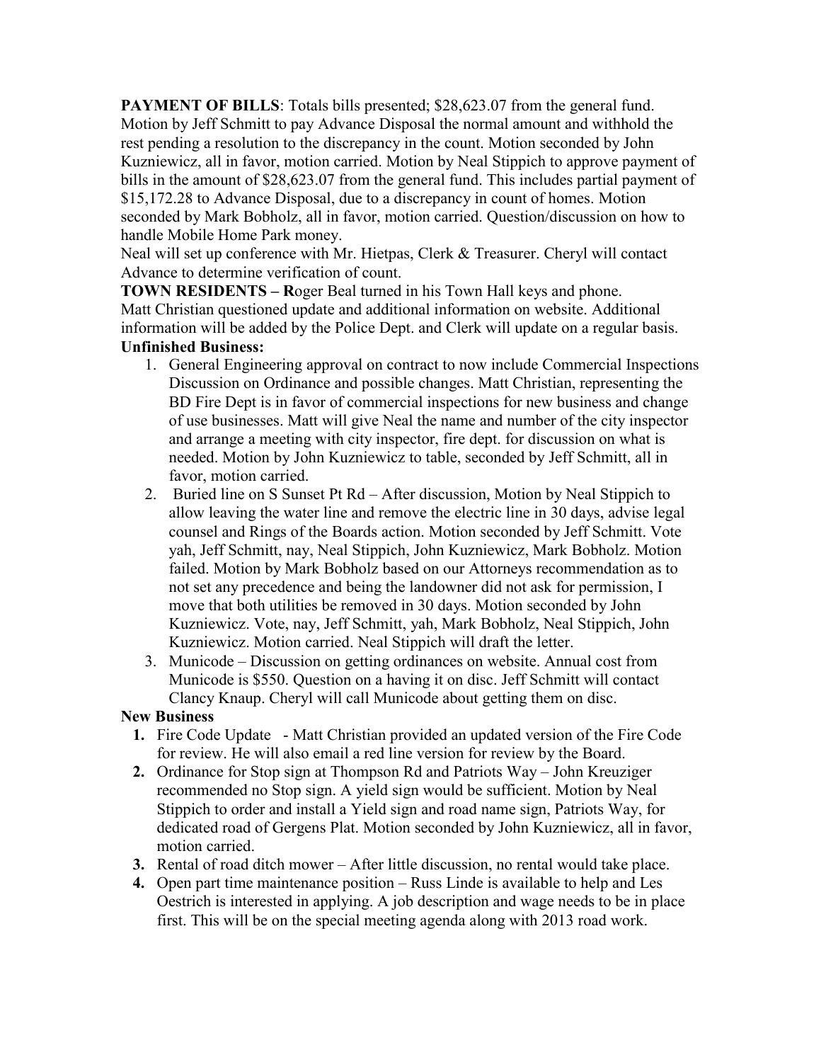**PAYMENT OF BILLS**: Totals bills presented; $28,623.07 from the general fund. Motion by Jeff Schmitt to pay Advance Disposal the normal amount and withhold the rest pending a resolution to the discrepancy in the count. Motion seconded by John Kuzniewicz, all in favor, motion carried. Motion by Neal Stippich to approve payment of bills in the amount of $28,623.07 from the general fund. This includes partial payment of $15,172.28 to Advance Disposal, due to a discrepancy in count of homes. Motion seconded by Mark Bobholz, all in favor, motion carried. Question/discussion on how to handle Mobile Home Park money.
Neal will set up conference with Mr. Hietpas, Clerk & Treasurer. Cheryl will contact Advance to determine verification of count.

**TOWN RESIDENTS – R**oger Beal turned in his Town Hall keys and phone.
Matt Christian questioned update and additional information on website. Additional information will be added by the Police Dept. and Clerk will update on a regular basis.

**Unfinished Business:**

1. General Engineering approval on contract to now include Commercial Inspections Discussion on Ordinance and possible changes. Matt Christian, representing the BD Fire Dept is in favor of commercial inspections for new business and change of use businesses. Matt will give Neal the name and number of the city inspector and arrange a meeting with city inspector, fire dept. for discussion on what is needed. Motion by John Kuzniewicz to table, seconded by Jeff Schmitt, all in favor, motion carried.
2. Buried line on S Sunset Pt Rd – After discussion, Motion by Neal Stippich to allow leaving the water line and remove the electric line in 30 days, advise legal counsel and Rings of the Boards action. Motion seconded by Jeff Schmitt. Vote yah, Jeff Schmitt, nay, Neal Stippich, John Kuzniewicz, Mark Bobholz. Motion failed. Motion by Mark Bobholz based on our Attorneys recommendation as to not set any precedence and being the landowner did not ask for permission, I move that both utilities be removed in 30 days. Motion seconded by John Kuzniewicz. Vote, nay, Jeff Schmitt, yah, Mark Bobholz, Neal Stippich, John Kuzniewicz. Motion carried. Neal Stippich will draft the letter.
3. Municode – Discussion on getting ordinances on website. Annual cost from Municode is $550. Question on a having it on disc. Jeff Schmitt will contact Clancy Knaup. Cheryl will call Municode about getting them on disc.

**New Business**

1. Fire Code Update - Matt Christian provided an updated version of the Fire Code for review. He will also email a red line version for review by the Board.
2. Ordinance for Stop sign at Thompson Rd and Patriots Way – John Kreuziger recommended no Stop sign. A yield sign would be sufficient. Motion by Neal Stippich to order and install a Yield sign and road name sign, Patriots Way, for dedicated road of Gergens Plat. Motion seconded by John Kuzniewicz, all in favor, motion carried.
3. Rental of road ditch mower – After little discussion, no rental would take place.
4. Open part time maintenance position – Russ Linde is available to help and Les Oestrich is interested in applying. A job description and wage needs to be in place first. This will be on the special meeting agenda along with 2013 road work.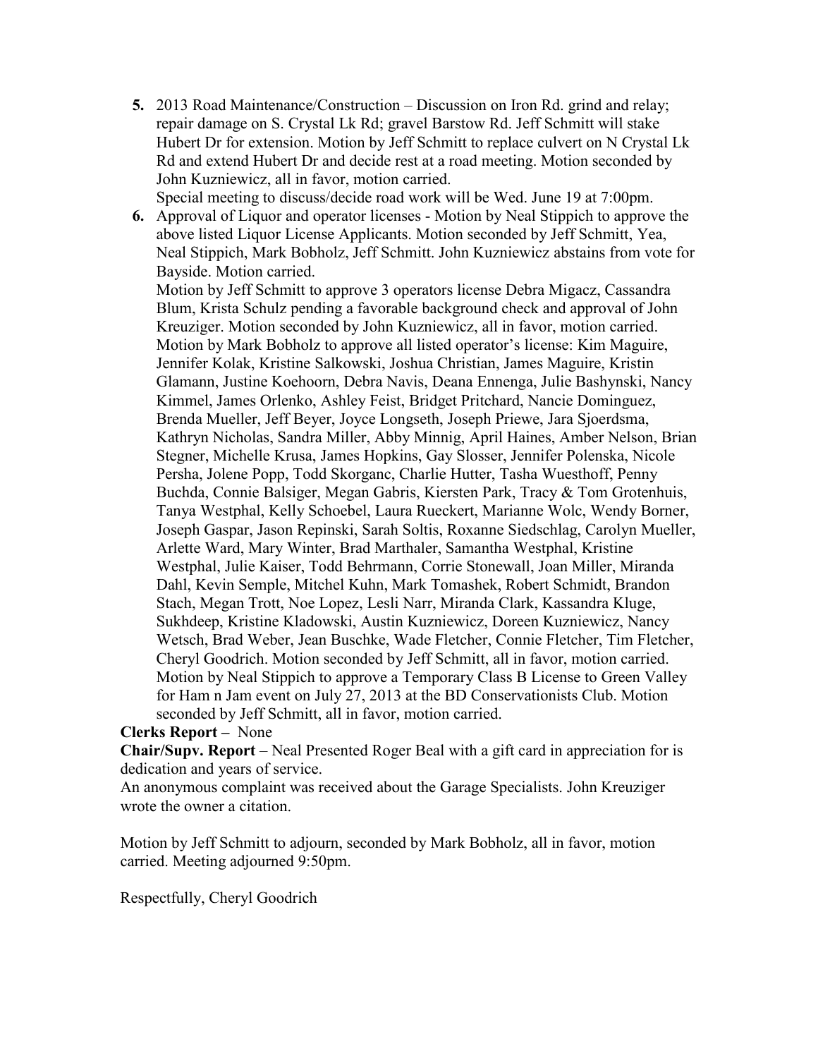5. 2013 Road Maintenance/Construction – Discussion on Iron Rd. grind and relay; repair damage on S. Crystal Lk Rd; gravel Barstow Rd. Jeff Schmitt will stake Hubert Dr for extension. Motion by Jeff Schmitt to replace culvert on N Crystal Lk Rd and extend Hubert Dr and decide rest at a road meeting. Motion seconded by John Kuzniewicz, all in favor, motion carried.
   Special meeting to discuss/decide road work will be Wed. June 19 at 7:00pm.
6. Approval of Liquor and operator licenses - Motion by Neal Stippich to approve the above listed Liquor License Applicants. Motion seconded by Jeff Schmitt, Yea, Neal Stippich, Mark Bobholz, Jeff Schmitt. John Kuzniewicz abstains from vote for Bayside. Motion carried.
   Motion by Jeff Schmitt to approve 3 operators license Debra Migacz, Cassandra Blum, Krista Schulz pending a favorable background check and approval of John Kreuziger. Motion seconded by John Kuzniewicz, all in favor, motion carried.
   Motion by Mark Bobholz to approve all listed operator's license: Kim Maguire, Jennifer Kolak, Kristine Salkowski, Joshua Christian, James Maguire, Kristin Glamann, Justine Koehoorn, Debra Navis, Deana Ennenga, Julie Bashynski, Nancy Kimmel, James Orlenko, Ashley Feist, Bridget Pritchard, Nancie Dominguez, Brenda Mueller, Jeff Beyer, Joyce Longseth, Joseph Priewe, Jara Sjoerdsma, Kathryn Nicholas, Sandra Miller, Abby Minnig, April Haines, Amber Nelson, Brian Stegner, Michelle Krusa, James Hopkins, Gay Slosser, Jennifer Polenska, Nicole Persha, Jolene Popp, Todd Skorganc, Charlie Hutter, Tasha Wuesthoff, Penny Buchda, Connie Balsiger, Megan Gabris, Kiersten Park, Tracy & Tom Grotenhuis, Tanya Westphal, Kelly Schoebel, Laura Rueckert, Marianne Wolc, Wendy Borner, Joseph Gaspar, Jason Repinski, Sarah Soltis, Roxanne Siedschlag, Carolyn Mueller, Arlette Ward, Mary Winter, Brad Marthaler, Samantha Westphal, Kristine Westphal, Julie Kaiser, Todd Behrmann, Corrie Stonewall, Joan Miller, Miranda Dahl, Kevin Semple, Mitchel Kuhn, Mark Tomashek, Robert Schmidt, Brandon Stach, Megan Trott, Noe Lopez, Lesli Narr, Miranda Clark, Kassandra Kluge, Sukhdeep, Kristine Kladowski, Austin Kuzniewicz, Doreen Kuzniewicz, Nancy Wetsch, Brad Weber, Jean Buschke, Wade Fletcher, Connie Fletcher, Tim Fletcher, Cheryl Goodrich. Motion seconded by Jeff Schmitt, all in favor, motion carried.
   Motion by Neal Stippich to approve a Temporary Class B License to Green Valley for Ham n Jam event on July 27, 2013 at the BD Conservationists Club. Motion seconded by Jeff Schmitt, all in favor, motion carried.

**Clerks Report –** None

**Chair/Supv. Report** – Neal Presented Roger Beal with a gift card in appreciation for is dedication and years of service.

An anonymous complaint was received about the Garage Specialists. John Kreuziger wrote the owner a citation.

Motion by Jeff Schmitt to adjourn, seconded by Mark Bobholz, all in favor, motion carried. Meeting adjourned 9:50pm.

Respectfully, Cheryl Goodrich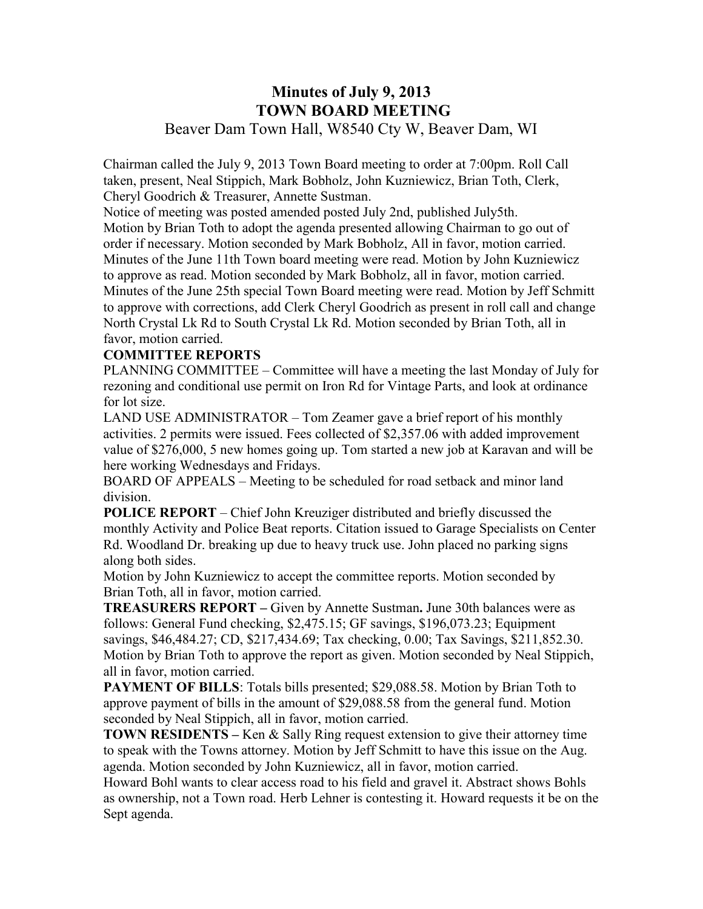# Minutes of July 9, 2013
# TOWN BOARD MEETING

Beaver Dam Town Hall, W8540 Cty W, Beaver Dam, WI

Chairman called the July 9, 2013 Town Board meeting to order at 7:00pm. Roll Call taken, present, Neal Stippich, Mark Bobholz, John Kuzniewicz, Brian Toth, Clerk, Cheryl Goodrich & Treasurer, Annette Sustman.

Notice of meeting was posted amended posted July 2nd, published July5th.

Motion by Brian Toth to adopt the agenda presented allowing Chairman to go out of order if necessary. Motion seconded by Mark Bobholz, All in favor, motion carried.

Minutes of the June 11th Town board meeting were read. Motion by John Kuzniewicz to approve as read. Motion seconded by Mark Bobholz, all in favor, motion carried.

Minutes of the June 25th special Town Board meeting were read. Motion by Jeff Schmitt to approve with corrections, add Clerk Cheryl Goodrich as present in roll call and change North Crystal Lk Rd to South Crystal Lk Rd. Motion seconded by Brian Toth, all in favor, motion carried.

**COMMITTEE REPORTS**

PLANNING COMMITTEE – Committee will have a meeting the last Monday of July for rezoning and conditional use permit on Iron Rd for Vintage Parts, and look at ordinance for lot size.

LAND USE ADMINISTRATOR – Tom Zeamer gave a brief report of his monthly activities. 2 permits were issued. Fees collected of $2,357.06 with added improvement value of $276,000, 5 new homes going up. Tom started a new job at Karavan and will be here working Wednesdays and Fridays.

BOARD OF APPEALS – Meeting to be scheduled for road setback and minor land division.

**POLICE REPORT** – Chief John Kreuziger distributed and briefly discussed the monthly Activity and Police Beat reports. Citation issued to Garage Specialists on Center Rd. Woodland Dr. breaking up due to heavy truck use. John placed no parking signs along both sides.

Motion by John Kuzniewicz to accept the committee reports. Motion seconded by Brian Toth, all in favor, motion carried.

**TREASURERS REPORT –** Given by Annette Sustman**.** June 30th balances were as follows: General Fund checking, $2,475.15; GF savings, $196,073.23; Equipment savings, $46,484.27; CD, $217,434.69; Tax checking, 0.00; Tax Savings, $211,852.30. Motion by Brian Toth to approve the report as given. Motion seconded by Neal Stippich, all in favor, motion carried.

**PAYMENT OF BILLS**: Totals bills presented; $29,088.58. Motion by Brian Toth to approve payment of bills in the amount of $29,088.58 from the general fund. Motion seconded by Neal Stippich, all in favor, motion carried.

**TOWN RESIDENTS –** Ken & Sally Ring request extension to give their attorney time to speak with the Towns attorney. Motion by Jeff Schmitt to have this issue on the Aug. agenda. Motion seconded by John Kuzniewicz, all in favor, motion carried.

Howard Bohl wants to clear access road to his field and gravel it. Abstract shows Bohls as ownership, not a Town road. Herb Lehner is contesting it. Howard requests it be on the Sept agenda.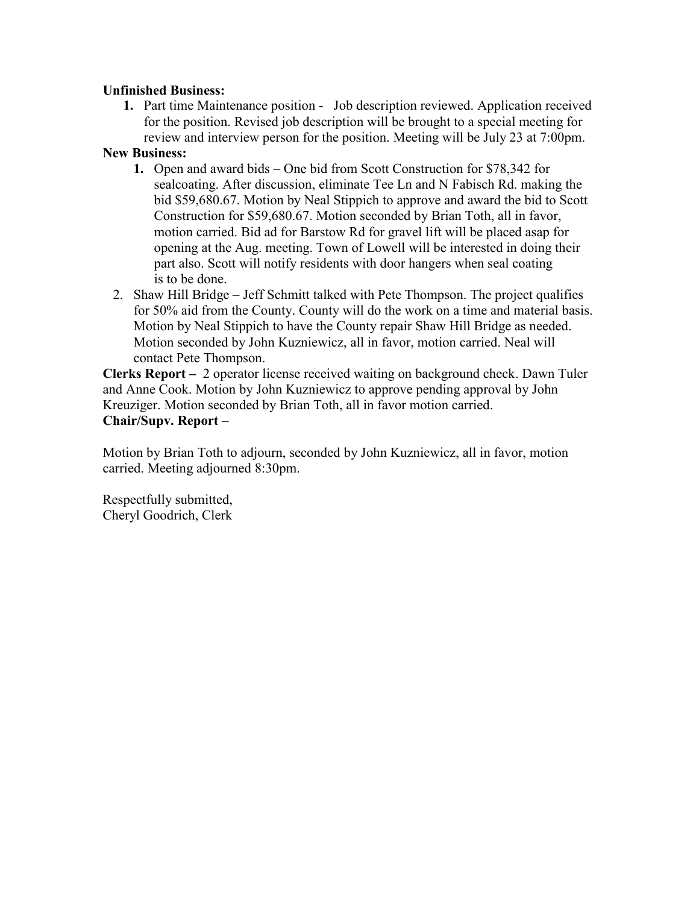**Unfinished Business:**

1. Part time Maintenance position - Job description reviewed. Application received for the position. Revised job description will be brought to a special meeting for review and interview person for the position. Meeting will be July 23 at 7:00pm.

**New Business:**

1. Open and award bids – One bid from Scott Construction for $78,342 for sealcoating. After discussion, eliminate Tee Ln and N Fabisch Rd. making the bid $59,680.67. Motion by Neal Stippich to approve and award the bid to Scott Construction for $59,680.67. Motion seconded by Brian Toth, all in favor, motion carried. Bid ad for Barstow Rd for gravel lift will be placed asap for opening at the Aug. meeting. Town of Lowell will be interested in doing their part also. Scott will notify residents with door hangers when seal coating is to be done.
2. Shaw Hill Bridge – Jeff Schmitt talked with Pete Thompson. The project qualifies for 50% aid from the County. County will do the work on a time and material basis. Motion by Neal Stippich to have the County repair Shaw Hill Bridge as needed. Motion seconded by John Kuzniewicz, all in favor, motion carried. Neal will contact Pete Thompson.

**Clerks Report –** 2 operator license received waiting on background check. Dawn Tuler and Anne Cook. Motion by John Kuzniewicz to approve pending approval by John Kreuziger. Motion seconded by Brian Toth, all in favor motion carried.

**Chair/Supv. Report** –

Motion by Brian Toth to adjourn, seconded by John Kuzniewicz, all in favor, motion carried. Meeting adjourned 8:30pm.

Respectfully submitted,
Cheryl Goodrich, Clerk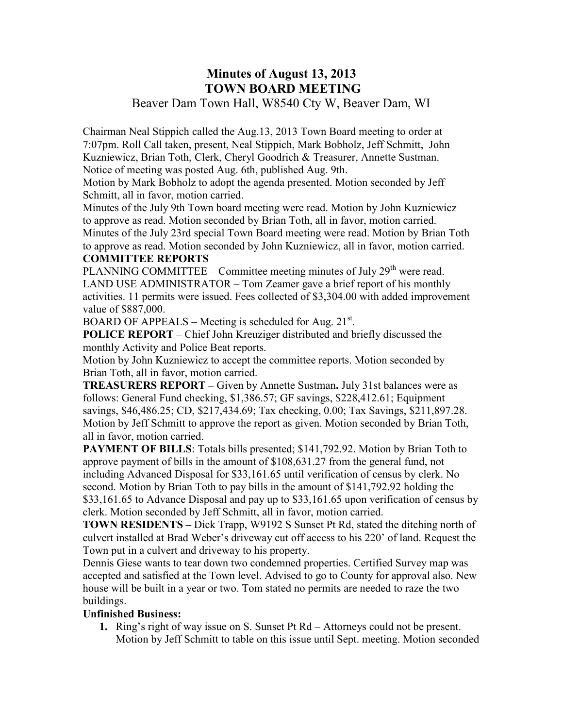# Minutes of August 13, 2013
# TOWN BOARD MEETING

Beaver Dam Town Hall, W8540 Cty W, Beaver Dam, WI

Chairman Neal Stippich called the Aug.13, 2013 Town Board meeting to order at 7:07pm. Roll Call taken, present, Neal Stippich, Mark Bobholz, Jeff Schmitt, John Kuzniewicz, Brian Toth, Clerk, Cheryl Goodrich & Treasurer, Annette Sustman. Notice of meeting was posted Aug. 6th, published Aug. 9th.

Motion by Mark Bobholz to adopt the agenda presented. Motion seconded by Jeff Schmitt, all in favor, motion carried.

Minutes of the July 9th Town board meeting were read. Motion by John Kuzniewicz to approve as read. Motion seconded by Brian Toth, all in favor, motion carried.

Minutes of the July 23rd special Town Board meeting were read. Motion by Brian Toth to approve as read. Motion seconded by John Kuzniewicz, all in favor, motion carried.

**COMMITTEE REPORTS**

PLANNING COMMITTEE – Committee meeting minutes of July 29th were read.

LAND USE ADMINISTRATOR – Tom Zeamer gave a brief report of his monthly activities. 11 permits were issued. Fees collected of $3,304.00 with added improvement value of $887,000.

BOARD OF APPEALS – Meeting is scheduled for Aug. 21st.

**POLICE REPORT** – Chief John Kreuziger distributed and briefly discussed the monthly Activity and Police Beat reports.

Motion by John Kuzniewicz to accept the committee reports. Motion seconded by Brian Toth, all in favor, motion carried.

**TREASURERS REPORT –** Given by Annette Sustman**.** July 31st balances were as follows: General Fund checking, $1,386.57; GF savings, $228,412.61; Equipment savings, $46,486.25; CD, $217,434.69; Tax checking, 0.00; Tax Savings, $211,897.28. Motion by Jeff Schmitt to approve the report as given. Motion seconded by Brian Toth, all in favor, motion carried.

**PAYMENT OF BILLS**: Totals bills presented; $141,792.92. Motion by Brian Toth to approve payment of bills in the amount of $108,631.27 from the general fund, not including Advanced Disposal for $33,161.65 until verification of census by clerk. No second. Motion by Brian Toth to pay bills in the amount of $141,792.92 holding the $33,161.65 to Advance Disposal and pay up to $33,161.65 upon verification of census by clerk. Motion seconded by Jeff Schmitt, all in favor, motion carried.

**TOWN RESIDENTS –** Dick Trapp, W9192 S Sunset Pt Rd, stated the ditching north of culvert installed at Brad Weber's driveway cut off access to his 220' of land. Request the Town put in a culvert and driveway to his property.

Dennis Giese wants to tear down two condemned properties. Certified Survey map was accepted and satisfied at the Town level. Advised to go to County for approval also. New house will be built in a year or two. Tom stated no permits are needed to raze the two buildings.

**Unfinished Business:**

1. Ring's right of way issue on S. Sunset Pt Rd – Attorneys could not be present. Motion by Jeff Schmitt to table on this issue until Sept. meeting. Motion seconded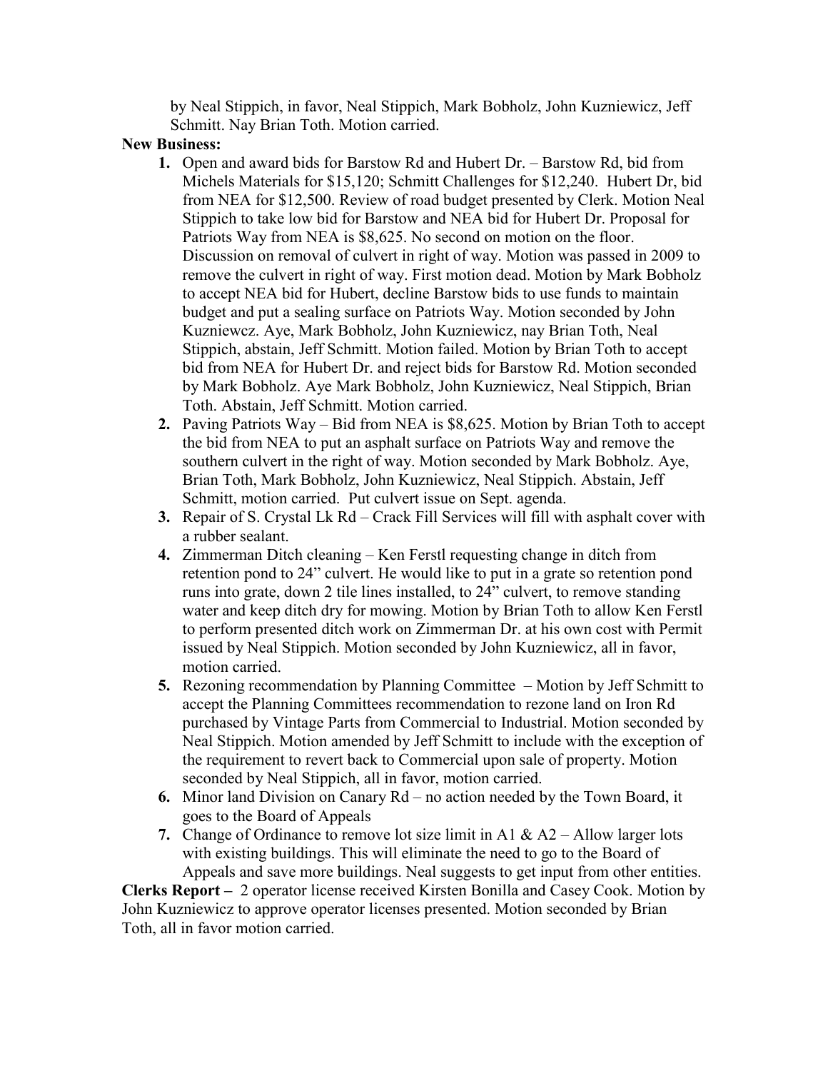by Neal Stippich, in favor, Neal Stippich, Mark Bobholz, John Kuzniewicz, Jeff Schmitt. Nay Brian Toth. Motion carried.

**New Business:**

1. Open and award bids for Barstow Rd and Hubert Dr. – Barstow Rd, bid from Michels Materials for $15,120; Schmitt Challenges for $12,240. Hubert Dr, bid from NEA for $12,500. Review of road budget presented by Clerk. Motion Neal Stippich to take low bid for Barstow and NEA bid for Hubert Dr. Proposal for Patriots Way from NEA is $8,625. No second on motion on the floor. Discussion on removal of culvert in right of way. Motion was passed in 2009 to remove the culvert in right of way. First motion dead. Motion by Mark Bobholz to accept NEA bid for Hubert, decline Barstow bids to use funds to maintain budget and put a sealing surface on Patriots Way. Motion seconded by John Kuzniewcz. Aye, Mark Bobholz, John Kuzniewicz, nay Brian Toth, Neal Stippich, abstain, Jeff Schmitt. Motion failed. Motion by Brian Toth to accept bid from NEA for Hubert Dr. and reject bids for Barstow Rd. Motion seconded by Mark Bobholz. Aye Mark Bobholz, John Kuzniewicz, Neal Stippich, Brian Toth. Abstain, Jeff Schmitt. Motion carried.
2. Paving Patriots Way – Bid from NEA is $8,625. Motion by Brian Toth to accept the bid from NEA to put an asphalt surface on Patriots Way and remove the southern culvert in the right of way. Motion seconded by Mark Bobholz. Aye, Brian Toth, Mark Bobholz, John Kuzniewicz, Neal Stippich. Abstain, Jeff Schmitt, motion carried. Put culvert issue on Sept. agenda.
3. Repair of S. Crystal Lk Rd – Crack Fill Services will fill with asphalt cover with a rubber sealant.
4. Zimmerman Ditch cleaning – Ken Ferstl requesting change in ditch from retention pond to 24" culvert. He would like to put in a grate so retention pond runs into grate, down 2 tile lines installed, to 24" culvert, to remove standing water and keep ditch dry for mowing. Motion by Brian Toth to allow Ken Ferstl to perform presented ditch work on Zimmerman Dr. at his own cost with Permit issued by Neal Stippich. Motion seconded by John Kuzniewicz, all in favor, motion carried.
5. Rezoning recommendation by Planning Committee – Motion by Jeff Schmitt to accept the Planning Committees recommendation to rezone land on Iron Rd purchased by Vintage Parts from Commercial to Industrial. Motion seconded by Neal Stippich. Motion amended by Jeff Schmitt to include with the exception of the requirement to revert back to Commercial upon sale of property. Motion seconded by Neal Stippich, all in favor, motion carried.
6. Minor land Division on Canary Rd – no action needed by the Town Board, it goes to the Board of Appeals
7. Change of Ordinance to remove lot size limit in A1 & A2 – Allow larger lots with existing buildings. This will eliminate the need to go to the Board of Appeals and save more buildings. Neal suggests to get input from other entities.

**Clerks Report –** 2 operator license received Kirsten Bonilla and Casey Cook. Motion by John Kuzniewicz to approve operator licenses presented. Motion seconded by Brian Toth, all in favor motion carried.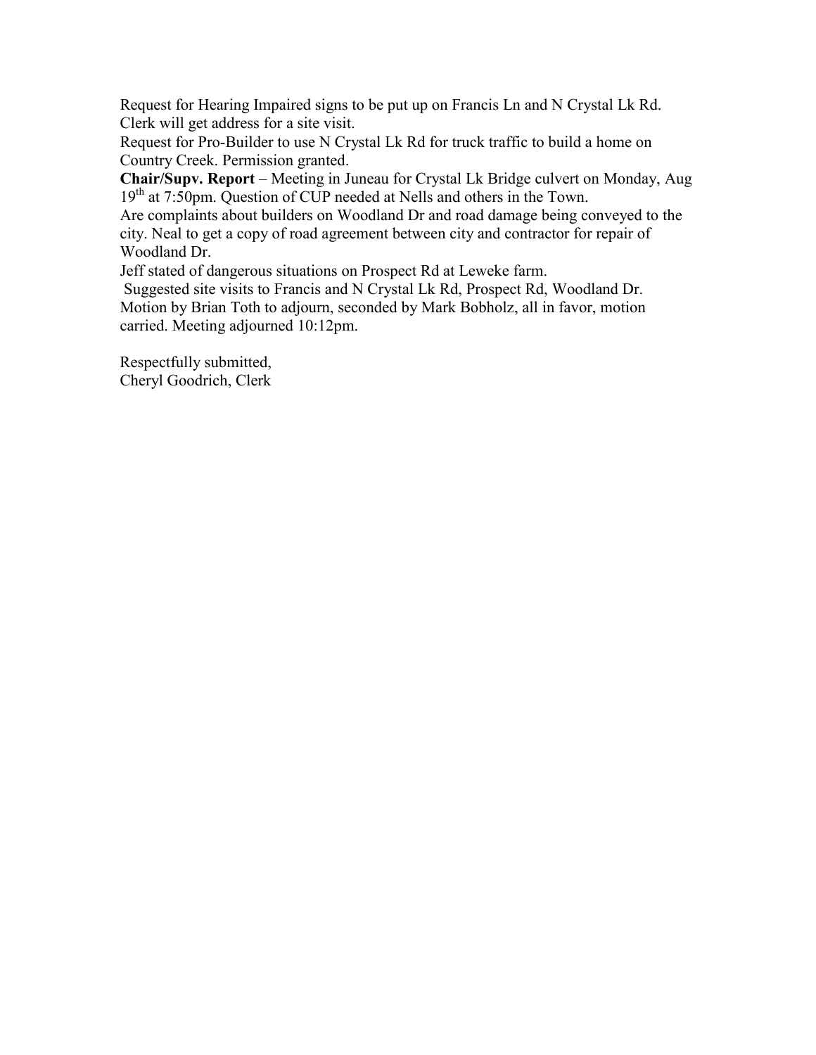Request for Hearing Impaired signs to be put up on Francis Ln and N Crystal Lk Rd. Clerk will get address for a site visit.
Request for Pro-Builder to use N Crystal Lk Rd for truck traffic to build a home on Country Creek. Permission granted.
**Chair/Supv. Report** – Meeting in Juneau for Crystal Lk Bridge culvert on Monday, Aug 19th at 7:50pm. Question of CUP needed at Nells and others in the Town.
Are complaints about builders on Woodland Dr and road damage being conveyed to the city. Neal to get a copy of road agreement between city and contractor for repair of Woodland Dr.
Jeff stated of dangerous situations on Prospect Rd at Leweke farm.
Suggested site visits to Francis and N Crystal Lk Rd, Prospect Rd, Woodland Dr.
Motion by Brian Toth to adjourn, seconded by Mark Bobholz, all in favor, motion carried. Meeting adjourned 10:12pm.

Respectfully submitted,
Cheryl Goodrich, Clerk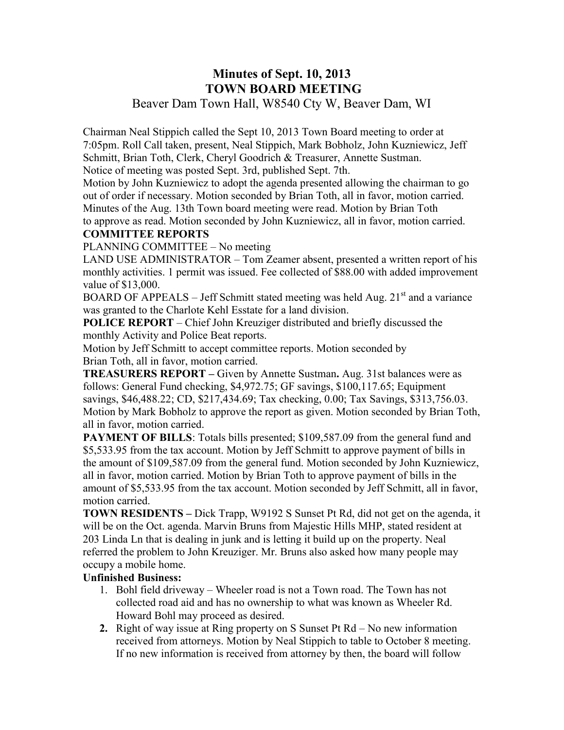# Minutes of Sept. 10, 2013
# TOWN BOARD MEETING
Beaver Dam Town Hall, W8540 Cty W, Beaver Dam, WI

Chairman Neal Stippich called the Sept 10, 2013 Town Board meeting to order at 7:05pm. Roll Call taken, present, Neal Stippich, Mark Bobholz, John Kuzniewicz, Jeff Schmitt, Brian Toth, Clerk, Cheryl Goodrich & Treasurer, Annette Sustman.
Notice of meeting was posted Sept. 3rd, published Sept. 7th.
Motion by John Kuzniewicz to adopt the agenda presented allowing the chairman to go out of order if necessary. Motion seconded by Brian Toth, all in favor, motion carried.
Minutes of the Aug. 13th Town board meeting were read. Motion by Brian Toth to approve as read. Motion seconded by John Kuzniewicz, all in favor, motion carried.

**COMMITTEE REPORTS**

PLANNING COMMITTEE – No meeting

LAND USE ADMINISTRATOR – Tom Zeamer absent, presented a written report of his monthly activities. 1 permit was issued. Fee collected of $88.00 with added improvement value of $13,000.

BOARD OF APPEALS – Jeff Schmitt stated meeting was held Aug. 21st and a variance was granted to the Charlote Kehl Esstate for a land division.

**POLICE REPORT** – Chief John Kreuziger distributed and briefly discussed the monthly Activity and Police Beat reports.

Motion by Jeff Schmitt to accept committee reports. Motion seconded by Brian Toth, all in favor, motion carried.

**TREASURERS REPORT –** Given by Annette Sustman**.** Aug. 31st balances were as follows: General Fund checking, $4,972.75; GF savings, $100,117.65; Equipment savings, $46,488.22; CD, $217,434.69; Tax checking, 0.00; Tax Savings, $313,756.03. Motion by Mark Bobholz to approve the report as given. Motion seconded by Brian Toth, all in favor, motion carried.

**PAYMENT OF BILLS**: Totals bills presented; $109,587.09 from the general fund and $5,533.95 from the tax account. Motion by Jeff Schmitt to approve payment of bills in the amount of $109,587.09 from the general fund. Motion seconded by John Kuzniewicz, all in favor, motion carried. Motion by Brian Toth to approve payment of bills in the amount of $5,533.95 from the tax account. Motion seconded by Jeff Schmitt, all in favor, motion carried.

**TOWN RESIDENTS –** Dick Trapp, W9192 S Sunset Pt Rd, did not get on the agenda, it will be on the Oct. agenda. Marvin Bruns from Majestic Hills MHP, stated resident at 203 Linda Ln that is dealing in junk and is letting it build up on the property. Neal referred the problem to John Kreuziger. Mr. Bruns also asked how many people may occupy a mobile home.

**Unfinished Business:**

1. Bohl field driveway – Wheeler road is not a Town road. The Town has not collected road aid and has no ownership to what was known as Wheeler Rd. Howard Bohl may proceed as desired.
2. Right of way issue at Ring property on S Sunset Pt Rd – No new information received from attorneys. Motion by Neal Stippich to table to October 8 meeting. If no new information is received from attorney by then, the board will follow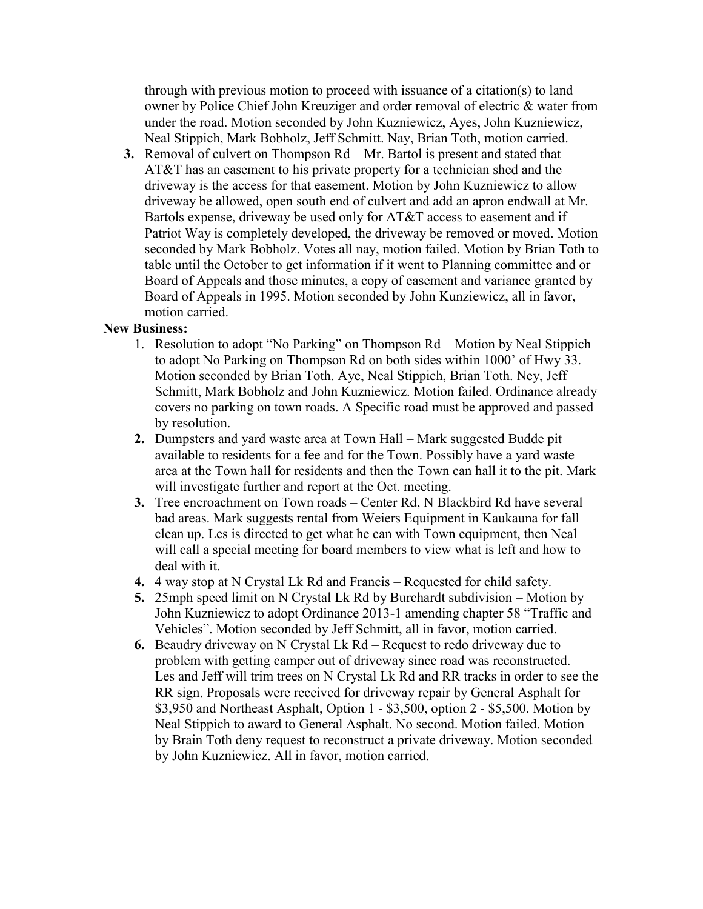through with previous motion to proceed with issuance of a citation(s) to land owner by Police Chief John Kreuziger and order removal of electric & water from under the road. Motion seconded by John Kuzniewicz, Ayes, John Kuzniewicz, Neal Stippich, Mark Bobholz, Jeff Schmitt. Nay, Brian Toth, motion carried.

3. Removal of culvert on Thompson Rd – Mr. Bartol is present and stated that AT&T has an easement to his private property for a technician shed and the driveway is the access for that easement. Motion by John Kuzniewicz to allow driveway be allowed, open south end of culvert and add an apron endwall at Mr. Bartols expense, driveway be used only for AT&T access to easement and if Patriot Way is completely developed, the driveway be removed or moved. Motion seconded by Mark Bobholz. Votes all nay, motion failed. Motion by Brian Toth to table until the October to get information if it went to Planning committee and or Board of Appeals and those minutes, a copy of easement and variance granted by Board of Appeals in 1995. Motion seconded by John Kunziewicz, all in favor, motion carried.

**New Business:**

1. Resolution to adopt "No Parking" on Thompson Rd – Motion by Neal Stippich to adopt No Parking on Thompson Rd on both sides within 1000' of Hwy 33. Motion seconded by Brian Toth. Aye, Neal Stippich, Brian Toth. Ney, Jeff Schmitt, Mark Bobholz and John Kuzniewicz. Motion failed. Ordinance already covers no parking on town roads. A Specific road must be approved and passed by resolution.
2. Dumpsters and yard waste area at Town Hall – Mark suggested Budde pit available to residents for a fee and for the Town. Possibly have a yard waste area at the Town hall for residents and then the Town can hall it to the pit. Mark will investigate further and report at the Oct. meeting.
3. Tree encroachment on Town roads – Center Rd, N Blackbird Rd have several bad areas. Mark suggests rental from Weiers Equipment in Kaukauna for fall clean up. Les is directed to get what he can with Town equipment, then Neal will call a special meeting for board members to view what is left and how to deal with it.
4. 4 way stop at N Crystal Lk Rd and Francis – Requested for child safety.
5. 25mph speed limit on N Crystal Lk Rd by Burchardt subdivision – Motion by John Kuzniewicz to adopt Ordinance 2013-1 amending chapter 58 "Traffic and Vehicles". Motion seconded by Jeff Schmitt, all in favor, motion carried.
6. Beaudry driveway on N Crystal Lk Rd – Request to redo driveway due to problem with getting camper out of driveway since road was reconstructed. Les and Jeff will trim trees on N Crystal Lk Rd and RR tracks in order to see the RR sign. Proposals were received for driveway repair by General Asphalt for $3,950 and Northeast Asphalt, Option 1 - $3,500, option 2 - $5,500. Motion by Neal Stippich to award to General Asphalt. No second. Motion failed. Motion by Brain Toth deny request to reconstruct a private driveway. Motion seconded by John Kuzniewicz. All in favor, motion carried.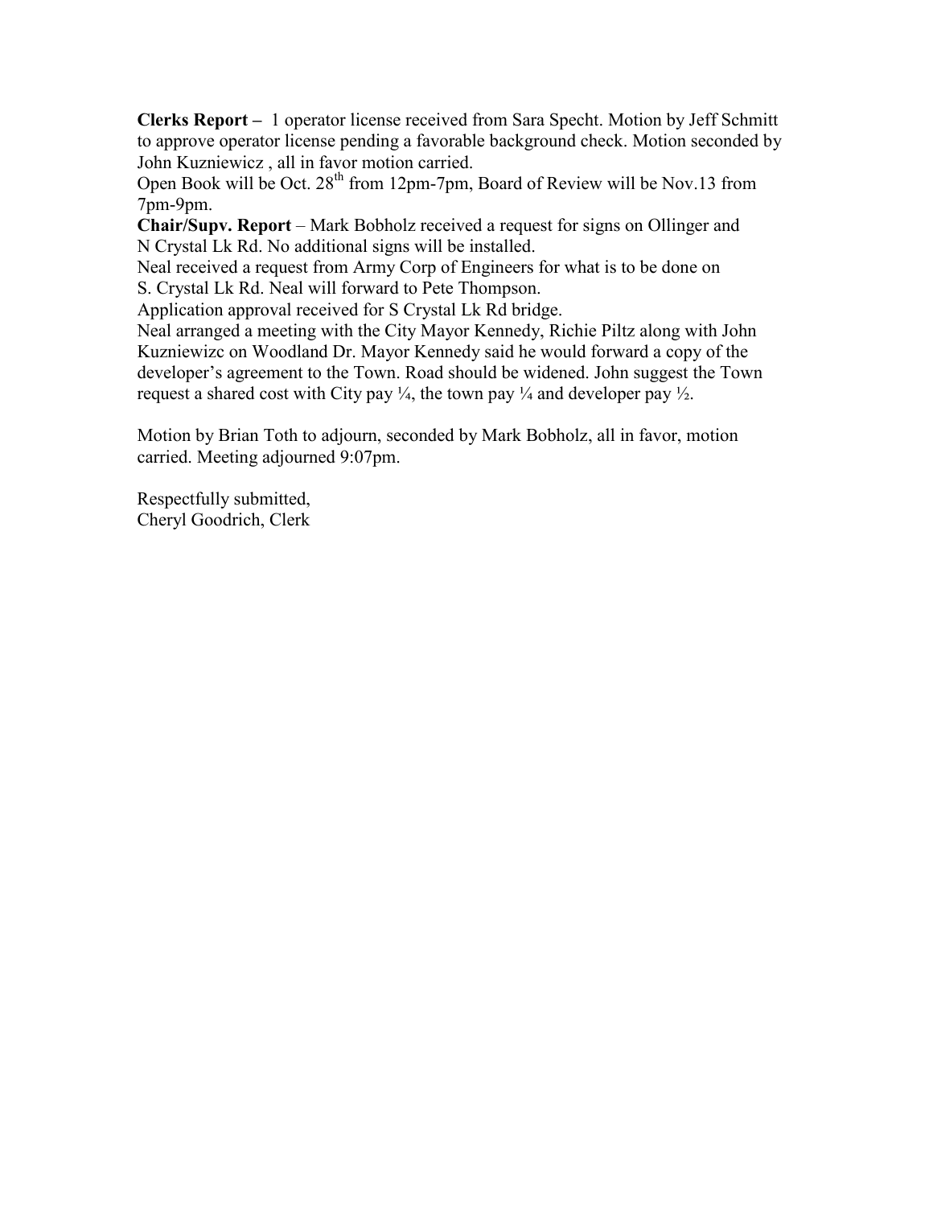**Clerks Report –** 1 operator license received from Sara Specht. Motion by Jeff Schmitt to approve operator license pending a favorable background check. Motion seconded by John Kuzniewicz , all in favor motion carried.
Open Book will be Oct. 28th from 12pm-7pm, Board of Review will be Nov.13 from 7pm-9pm.

**Chair/Supv. Report** – Mark Bobholz received a request for signs on Ollinger and N Crystal Lk Rd. No additional signs will be installed.
Neal received a request from Army Corp of Engineers for what is to be done on S. Crystal Lk Rd. Neal will forward to Pete Thompson.
Application approval received for S Crystal Lk Rd bridge.
Neal arranged a meeting with the City Mayor Kennedy, Richie Piltz along with John Kuzniewizc on Woodland Dr. Mayor Kennedy said he would forward a copy of the developer's agreement to the Town. Road should be widened. John suggest the Town request a shared cost with City pay ¼, the town pay ¼ and developer pay ½.

Motion by Brian Toth to adjourn, seconded by Mark Bobholz, all in favor, motion carried. Meeting adjourned 9:07pm.

Respectfully submitted,
Cheryl Goodrich, Clerk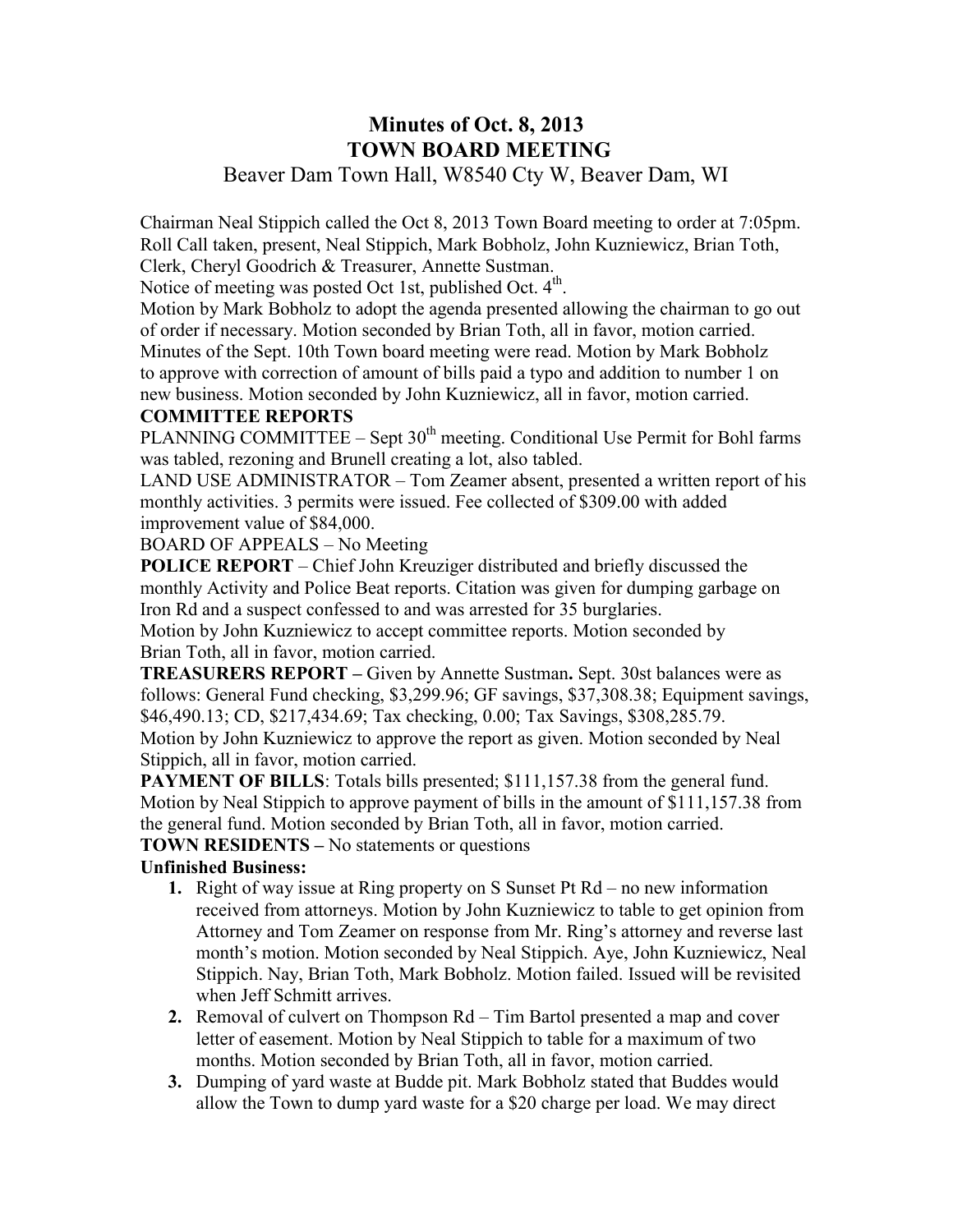# Minutes of Oct. 8, 2013
# TOWN BOARD MEETING

Beaver Dam Town Hall, W8540 Cty W, Beaver Dam, WI

Chairman Neal Stippich called the Oct 8, 2013 Town Board meeting to order at 7:05pm. Roll Call taken, present, Neal Stippich, Mark Bobholz, John Kuzniewicz, Brian Toth, Clerk, Cheryl Goodrich & Treasurer, Annette Sustman.

Notice of meeting was posted Oct 1st, published Oct. 4th.

Motion by Mark Bobholz to adopt the agenda presented allowing the chairman to go out of order if necessary. Motion seconded by Brian Toth, all in favor, motion carried.

Minutes of the Sept. 10th Town board meeting were read. Motion by Mark Bobholz to approve with correction of amount of bills paid a typo and addition to number 1 on new business. Motion seconded by John Kuzniewicz, all in favor, motion carried.

**COMMITTEE REPORTS**

PLANNING COMMITTEE – Sept 30th meeting. Conditional Use Permit for Bohl farms was tabled, rezoning and Brunell creating a lot, also tabled.

LAND USE ADMINISTRATOR – Tom Zeamer absent, presented a written report of his monthly activities. 3 permits were issued. Fee collected of $309.00 with added improvement value of $84,000.

BOARD OF APPEALS – No Meeting

**POLICE REPORT** – Chief John Kreuziger distributed and briefly discussed the monthly Activity and Police Beat reports. Citation was given for dumping garbage on Iron Rd and a suspect confessed to and was arrested for 35 burglaries.

Motion by John Kuzniewicz to accept committee reports. Motion seconded by Brian Toth, all in favor, motion carried.

**TREASURERS REPORT –** Given by Annette Sustman**.** Sept. 30st balances were as follows: General Fund checking, $3,299.96; GF savings, $37,308.38; Equipment savings, $46,490.13; CD, $217,434.69; Tax checking, 0.00; Tax Savings, $308,285.79.

Motion by John Kuzniewicz to approve the report as given. Motion seconded by Neal Stippich, all in favor, motion carried.

**PAYMENT OF BILLS**: Totals bills presented; $111,157.38 from the general fund. Motion by Neal Stippich to approve payment of bills in the amount of $111,157.38 from the general fund. Motion seconded by Brian Toth, all in favor, motion carried.

**TOWN RESIDENTS –** No statements or questions

**Unfinished Business:**

1. Right of way issue at Ring property on S Sunset Pt Rd – no new information received from attorneys. Motion by John Kuzniewicz to table to get opinion from Attorney and Tom Zeamer on response from Mr. Ring's attorney and reverse last month's motion. Motion seconded by Neal Stippich. Aye, John Kuzniewicz, Neal Stippich. Nay, Brian Toth, Mark Bobholz. Motion failed. Issued will be revisited when Jeff Schmitt arrives.
2. Removal of culvert on Thompson Rd – Tim Bartol presented a map and cover letter of easement. Motion by Neal Stippich to table for a maximum of two months. Motion seconded by Brian Toth, all in favor, motion carried.
3. Dumping of yard waste at Budde pit. Mark Bobholz stated that Buddes would allow the Town to dump yard waste for a $20 charge per load. We may direct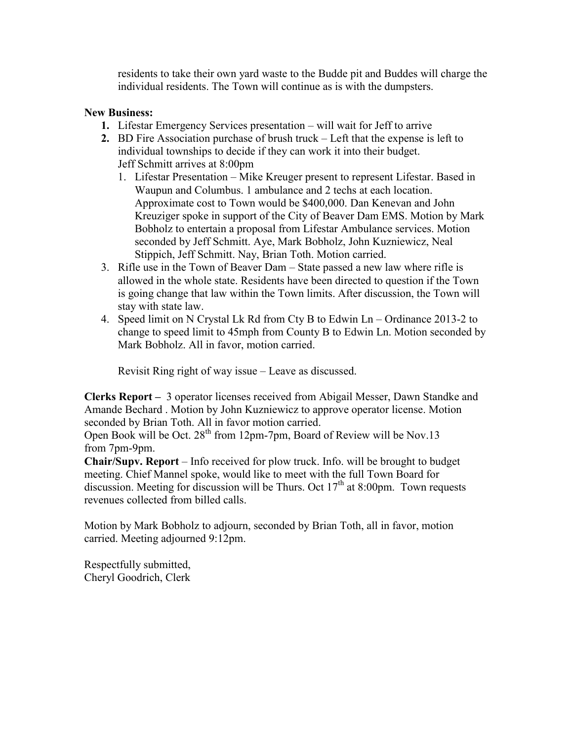residents to take their own yard waste to the Budde pit and Buddes will charge the individual residents. The Town will continue as is with the dumpsters.

**New Business:**

1. Lifestar Emergency Services presentation – will wait for Jeff to arrive
2. BD Fire Association purchase of brush truck – Left that the expense is left to individual townships to decide if they can work it into their budget.
   Jeff Schmitt arrives at 8:00pm
   1. Lifestar Presentation – Mike Kreuger present to represent Lifestar. Based in Waupun and Columbus. 1 ambulance and 2 techs at each location. Approximate cost to Town would be $400,000. Dan Kenevan and John Kreuziger spoke in support of the City of Beaver Dam EMS. Motion by Mark Bobholz to entertain a proposal from Lifestar Ambulance services. Motion seconded by Jeff Schmitt. Aye, Mark Bobholz, John Kuzniewicz, Neal Stippich, Jeff Schmitt. Nay, Brian Toth. Motion carried.
3. Rifle use in the Town of Beaver Dam – State passed a new law where rifle is allowed in the whole state. Residents have been directed to question if the Town is going change that law within the Town limits. After discussion, the Town will stay with state law.
4. Speed limit on N Crystal Lk Rd from Cty B to Edwin Ln – Ordinance 2013-2 to change to speed limit to 45mph from County B to Edwin Ln. Motion seconded by Mark Bobholz. All in favor, motion carried.

   Revisit Ring right of way issue – Leave as discussed.

**Clerks Report –** 3 operator licenses received from Abigail Messer, Dawn Standke and Amande Bechard . Motion by John Kuzniewicz to approve operator license. Motion seconded by Brian Toth. All in favor motion carried.
Open Book will be Oct. 28th from 12pm-7pm, Board of Review will be Nov.13 from 7pm-9pm.
**Chair/Supv. Report** – Info received for plow truck. Info. will be brought to budget meeting. Chief Mannel spoke, would like to meet with the full Town Board for discussion. Meeting for discussion will be Thurs. Oct 17th at 8:00pm. Town requests revenues collected from billed calls.

Motion by Mark Bobholz to adjourn, seconded by Brian Toth, all in favor, motion carried. Meeting adjourned 9:12pm.

Respectfully submitted,
Cheryl Goodrich, Clerk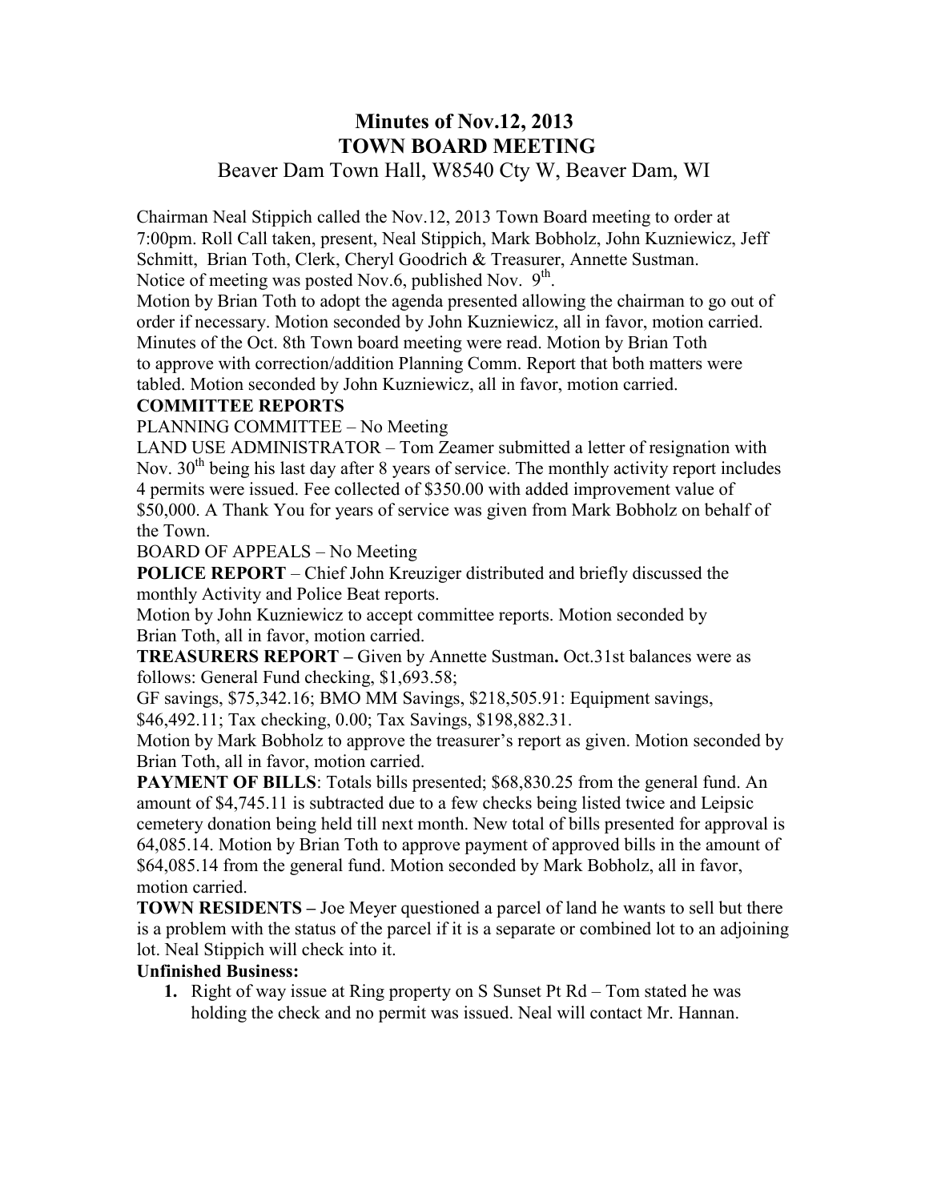# Minutes of Nov.12, 2013
# TOWN BOARD MEETING

Beaver Dam Town Hall, W8540 Cty W, Beaver Dam, WI

Chairman Neal Stippich called the Nov.12, 2013 Town Board meeting to order at 7:00pm. Roll Call taken, present, Neal Stippich, Mark Bobholz, John Kuzniewicz, Jeff Schmitt, Brian Toth, Clerk, Cheryl Goodrich & Treasurer, Annette Sustman. Notice of meeting was posted Nov.6, published Nov. 9th.

Motion by Brian Toth to adopt the agenda presented allowing the chairman to go out of order if necessary. Motion seconded by John Kuzniewicz, all in favor, motion carried. Minutes of the Oct. 8th Town board meeting were read. Motion by Brian Toth to approve with correction/addition Planning Comm. Report that both matters were tabled. Motion seconded by John Kuzniewicz, all in favor, motion carried.

**COMMITTEE REPORTS**

PLANNING COMMITTEE – No Meeting

LAND USE ADMINISTRATOR – Tom Zeamer submitted a letter of resignation with Nov. 30th being his last day after 8 years of service. The monthly activity report includes 4 permits were issued. Fee collected of $350.00 with added improvement value of $50,000. A Thank You for years of service was given from Mark Bobholz on behalf of the Town.

BOARD OF APPEALS – No Meeting

**POLICE REPORT** – Chief John Kreuziger distributed and briefly discussed the monthly Activity and Police Beat reports.

Motion by John Kuzniewicz to accept committee reports. Motion seconded by Brian Toth, all in favor, motion carried.

**TREASURERS REPORT –** Given by Annette Sustman**.** Oct.31st balances were as follows: General Fund checking, $1,693.58;

GF savings, $75,342.16; BMO MM Savings, $218,505.91: Equipment savings, $46,492.11; Tax checking, 0.00; Tax Savings, $198,882.31.

Motion by Mark Bobholz to approve the treasurer's report as given. Motion seconded by Brian Toth, all in favor, motion carried.

**PAYMENT OF BILLS**: Totals bills presented; $68,830.25 from the general fund. An amount of $4,745.11 is subtracted due to a few checks being listed twice and Leipsic cemetery donation being held till next month. New total of bills presented for approval is 64,085.14. Motion by Brian Toth to approve payment of approved bills in the amount of $64,085.14 from the general fund. Motion seconded by Mark Bobholz, all in favor, motion carried.

**TOWN RESIDENTS –** Joe Meyer questioned a parcel of land he wants to sell but there is a problem with the status of the parcel if it is a separate or combined lot to an adjoining lot. Neal Stippich will check into it.

**Unfinished Business:**

1. Right of way issue at Ring property on S Sunset Pt Rd – Tom stated he was holding the check and no permit was issued. Neal will contact Mr. Hannan.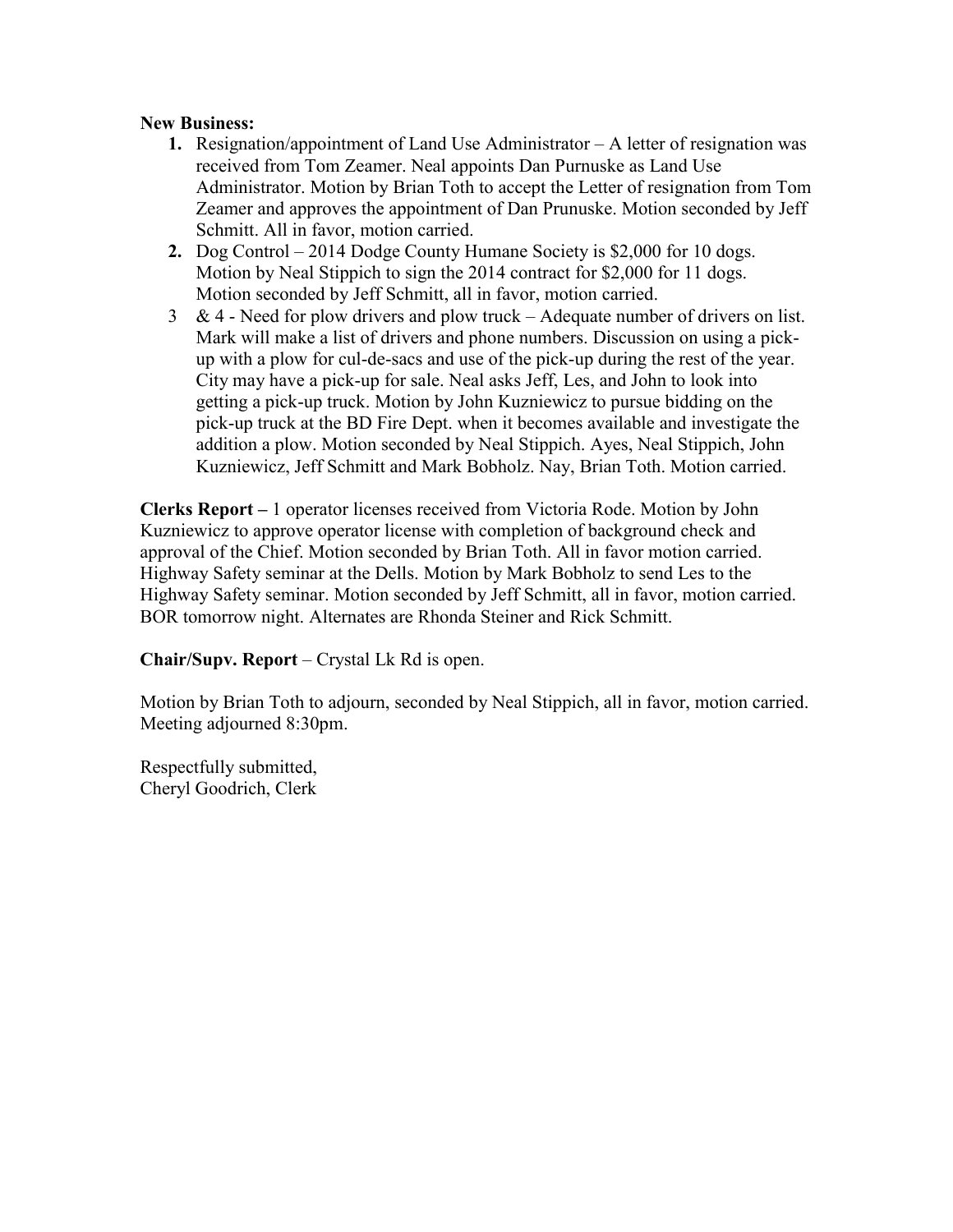**New Business:**

1. Resignation/appointment of Land Use Administrator – A letter of resignation was received from Tom Zeamer. Neal appoints Dan Purnuske as Land Use Administrator. Motion by Brian Toth to accept the Letter of resignation from Tom Zeamer and approves the appointment of Dan Prunuske. Motion seconded by Jeff Schmitt. All in favor, motion carried.
2. Dog Control – 2014 Dodge County Humane Society is $2,000 for 10 dogs. Motion by Neal Stippich to sign the 2014 contract for $2,000 for 11 dogs. Motion seconded by Jeff Schmitt, all in favor, motion carried.

3 & 4 - Need for plow drivers and plow truck – Adequate number of drivers on list. Mark will make a list of drivers and phone numbers. Discussion on using a pick-up with a plow for cul-de-sacs and use of the pick-up during the rest of the year. City may have a pick-up for sale. Neal asks Jeff, Les, and John to look into getting a pick-up truck. Motion by John Kuzniewicz to pursue bidding on the pick-up truck at the BD Fire Dept. when it becomes available and investigate the addition a plow. Motion seconded by Neal Stippich. Ayes, Neal Stippich, John Kuzniewicz, Jeff Schmitt and Mark Bobholz. Nay, Brian Toth. Motion carried.

**Clerks Report –** 1 operator licenses received from Victoria Rode. Motion by John Kuzniewicz to approve operator license with completion of background check and approval of the Chief. Motion seconded by Brian Toth. All in favor motion carried. Highway Safety seminar at the Dells. Motion by Mark Bobholz to send Les to the Highway Safety seminar. Motion seconded by Jeff Schmitt, all in favor, motion carried. BOR tomorrow night. Alternates are Rhonda Steiner and Rick Schmitt.

**Chair/Supv. Report** – Crystal Lk Rd is open.

Motion by Brian Toth to adjourn, seconded by Neal Stippich, all in favor, motion carried. Meeting adjourned 8:30pm.

Respectfully submitted,
Cheryl Goodrich, Clerk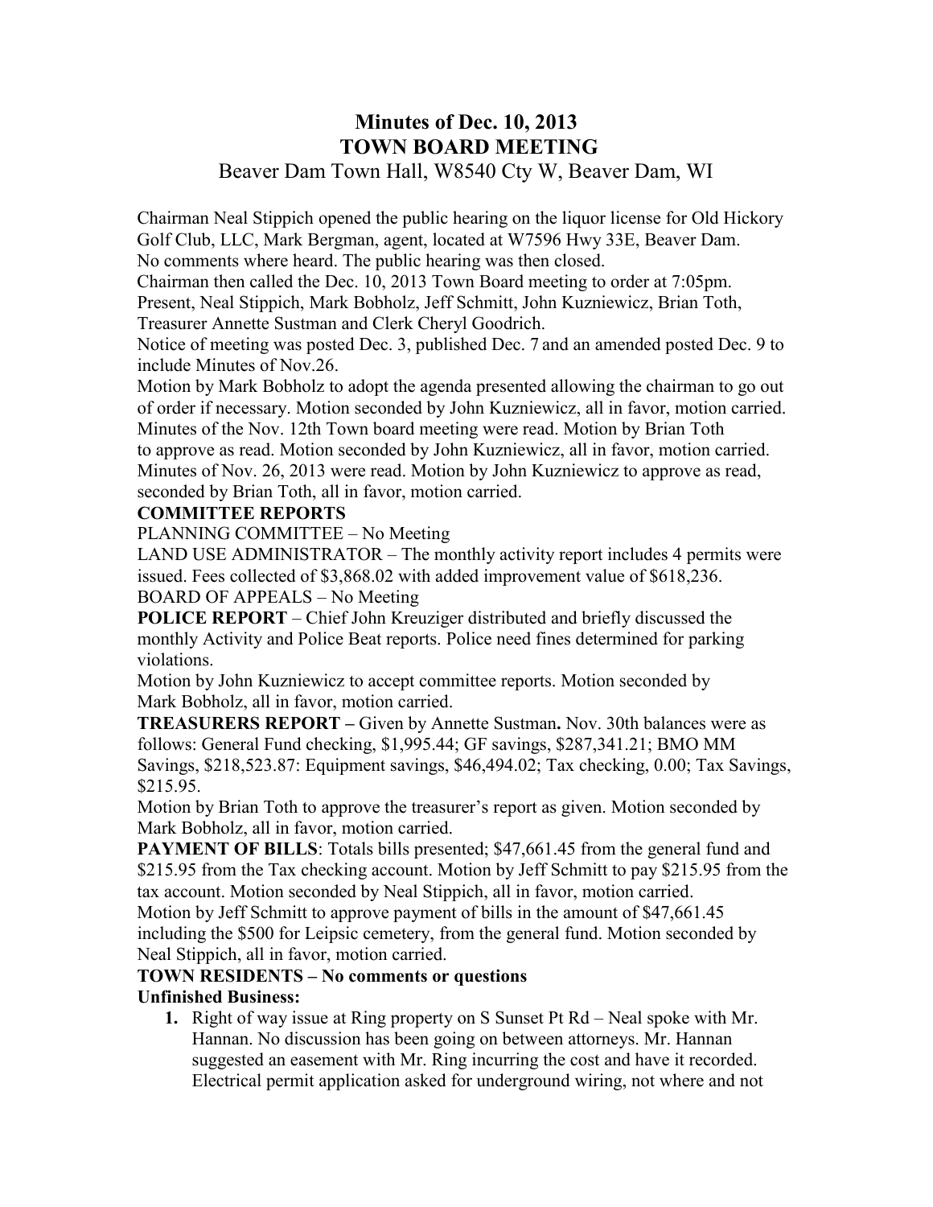# Minutes of Dec. 10, 2013
# TOWN BOARD MEETING

Beaver Dam Town Hall, W8540 Cty W, Beaver Dam, WI

Chairman Neal Stippich opened the public hearing on the liquor license for Old Hickory Golf Club, LLC, Mark Bergman, agent, located at W7596 Hwy 33E, Beaver Dam. No comments where heard. The public hearing was then closed.
Chairman then called the Dec. 10, 2013 Town Board meeting to order at 7:05pm.
Present, Neal Stippich, Mark Bobholz, Jeff Schmitt, John Kuzniewicz, Brian Toth, Treasurer Annette Sustman and Clerk Cheryl Goodrich.
Notice of meeting was posted Dec. 3, published Dec. 7 and an amended posted Dec. 9 to include Minutes of Nov.26.
Motion by Mark Bobholz to adopt the agenda presented allowing the chairman to go out of order if necessary. Motion seconded by John Kuzniewicz, all in favor, motion carried.
Minutes of the Nov. 12th Town board meeting were read. Motion by Brian Toth to approve as read. Motion seconded by John Kuzniewicz, all in favor, motion carried.
Minutes of Nov. 26, 2013 were read. Motion by John Kuzniewicz to approve as read, seconded by Brian Toth, all in favor, motion carried.

**COMMITTEE REPORTS**

PLANNING COMMITTEE – No Meeting
LAND USE ADMINISTRATOR – The monthly activity report includes 4 permits were issued. Fees collected of $3,868.02 with added improvement value of $618,236.
BOARD OF APPEALS – No Meeting

**POLICE REPORT** – Chief John Kreuziger distributed and briefly discussed the monthly Activity and Police Beat reports. Police need fines determined for parking violations.
Motion by John Kuzniewicz to accept committee reports. Motion seconded by Mark Bobholz, all in favor, motion carried.

**TREASURERS REPORT –** Given by Annette Sustman**.** Nov. 30th balances were as follows: General Fund checking, $1,995.44; GF savings, $287,341.21; BMO MM Savings, $218,523.87: Equipment savings, $46,494.02; Tax checking, 0.00; Tax Savings, $215.95.
Motion by Brian Toth to approve the treasurer's report as given. Motion seconded by Mark Bobholz, all in favor, motion carried.

**PAYMENT OF BILLS**: Totals bills presented; $47,661.45 from the general fund and $215.95 from the Tax checking account. Motion by Jeff Schmitt to pay $215.95 from the tax account. Motion seconded by Neal Stippich, all in favor, motion carried.
Motion by Jeff Schmitt to approve payment of bills in the amount of $47,661.45 including the $500 for Leipsic cemetery, from the general fund. Motion seconded by Neal Stippich, all in favor, motion carried.

**TOWN RESIDENTS – No comments or questions**

**Unfinished Business:**

1. Right of way issue at Ring property on S Sunset Pt Rd – Neal spoke with Mr. Hannan. No discussion has been going on between attorneys. Mr. Hannan suggested an easement with Mr. Ring incurring the cost and have it recorded. Electrical permit application asked for underground wiring, not where and not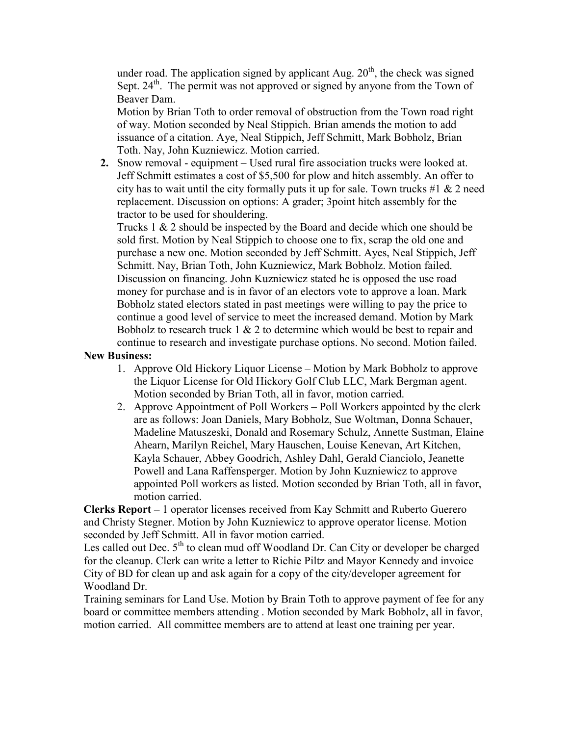under road. The application signed by applicant Aug. 20th, the check was signed Sept. 24th. The permit was not approved or signed by anyone from the Town of Beaver Dam.

Motion by Brian Toth to order removal of obstruction from the Town road right of way. Motion seconded by Neal Stippich. Brian amends the motion to add issuance of a citation. Aye, Neal Stippich, Jeff Schmitt, Mark Bobholz, Brian Toth. Nay, John Kuzniewicz. Motion carried.

2. Snow removal - equipment – Used rural fire association trucks were looked at. Jeff Schmitt estimates a cost of $5,500 for plow and hitch assembly. An offer to city has to wait until the city formally puts it up for sale. Town trucks #1 & 2 need replacement. Discussion on options: A grader; 3point hitch assembly for the tractor to be used for shouldering.

   Trucks 1 & 2 should be inspected by the Board and decide which one should be sold first. Motion by Neal Stippich to choose one to fix, scrap the old one and purchase a new one. Motion seconded by Jeff Schmitt. Ayes, Neal Stippich, Jeff Schmitt. Nay, Brian Toth, John Kuzniewicz, Mark Bobholz. Motion failed. Discussion on financing. John Kuzniewicz stated he is opposed the use road money for purchase and is in favor of an electors vote to approve a loan. Mark Bobholz stated electors stated in past meetings were willing to pay the price to continue a good level of service to meet the increased demand. Motion by Mark Bobholz to research truck 1 & 2 to determine which would be best to repair and continue to research and investigate purchase options. No second. Motion failed.

**New Business:**

1. Approve Old Hickory Liquor License – Motion by Mark Bobholz to approve the Liquor License for Old Hickory Golf Club LLC, Mark Bergman agent. Motion seconded by Brian Toth, all in favor, motion carried.
2. Approve Appointment of Poll Workers – Poll Workers appointed by the clerk are as follows: Joan Daniels, Mary Bobholz, Sue Woltman, Donna Schauer, Madeline Matuszeski, Donald and Rosemary Schulz, Annette Sustman, Elaine Ahearn, Marilyn Reichel, Mary Hauschen, Louise Kenevan, Art Kitchen, Kayla Schauer, Abbey Goodrich, Ashley Dahl, Gerald Cianciolo, Jeanette Powell and Lana Raffensperger. Motion by John Kuzniewicz to approve appointed Poll workers as listed. Motion seconded by Brian Toth, all in favor, motion carried.

**Clerks Report –** 1 operator licenses received from Kay Schmitt and Ruberto Guerero and Christy Stegner. Motion by John Kuzniewicz to approve operator license. Motion seconded by Jeff Schmitt. All in favor motion carried.

Les called out Dec. 5th to clean mud off Woodland Dr. Can City or developer be charged for the cleanup. Clerk can write a letter to Richie Piltz and Mayor Kennedy and invoice City of BD for clean up and ask again for a copy of the city/developer agreement for Woodland Dr.

Training seminars for Land Use. Motion by Brain Toth to approve payment of fee for any board or committee members attending . Motion seconded by Mark Bobholz, all in favor, motion carried. All committee members are to attend at least one training per year.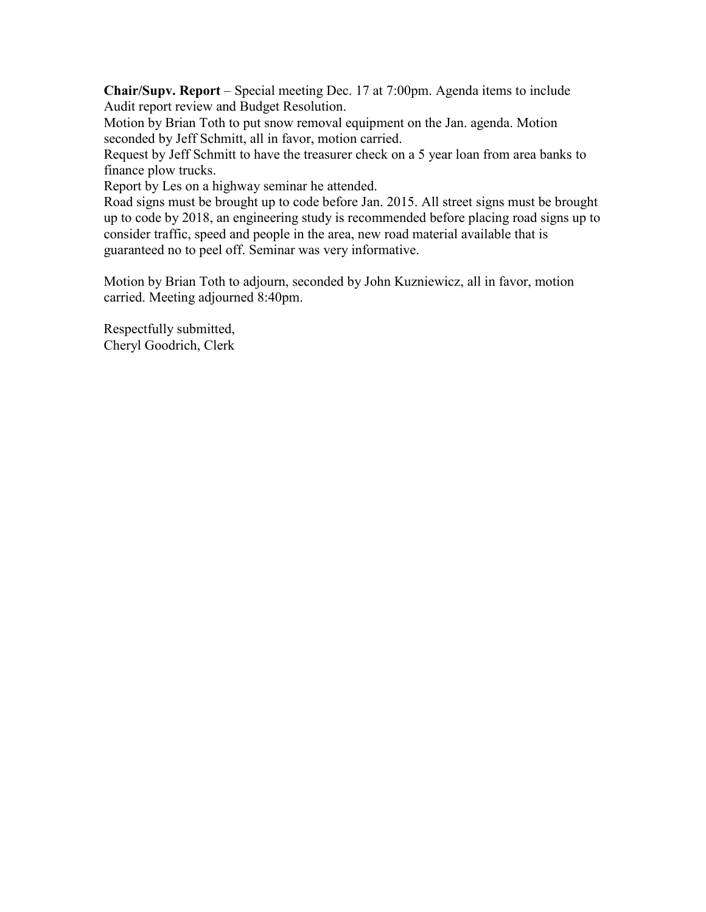**Chair/Supv. Report** – Special meeting Dec. 17 at 7:00pm. Agenda items to include Audit report review and Budget Resolution.

Motion by Brian Toth to put snow removal equipment on the Jan. agenda. Motion seconded by Jeff Schmitt, all in favor, motion carried.

Request by Jeff Schmitt to have the treasurer check on a 5 year loan from area banks to finance plow trucks.

Report by Les on a highway seminar he attended.

Road signs must be brought up to code before Jan. 2015. All street signs must be brought up to code by 2018, an engineering study is recommended before placing road signs up to consider traffic, speed and people in the area, new road material available that is guaranteed no to peel off. Seminar was very informative.

Motion by Brian Toth to adjourn, seconded by John Kuzniewicz, all in favor, motion carried. Meeting adjourned 8:40pm.

Respectfully submitted,
Cheryl Goodrich, Clerk